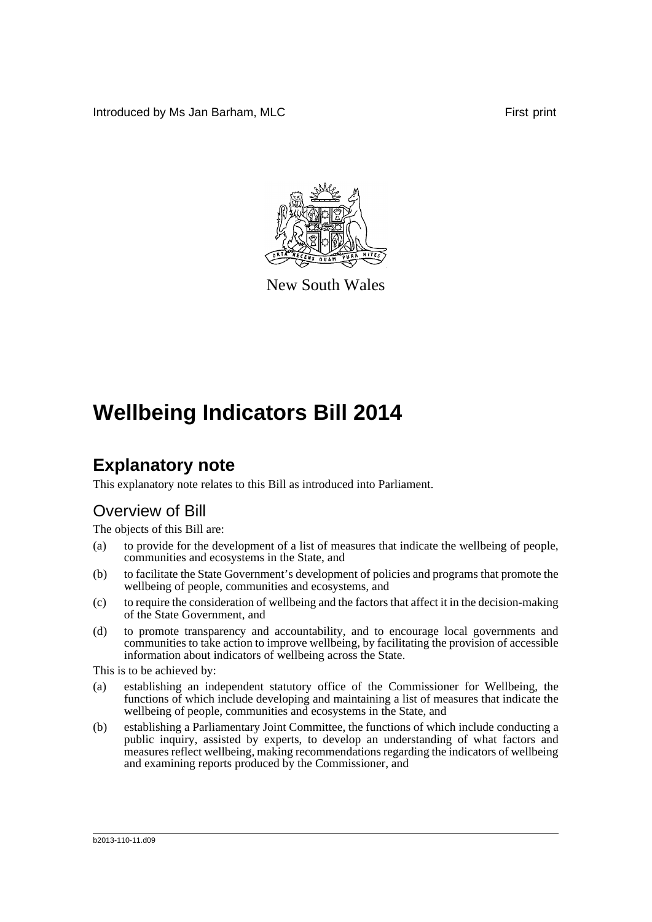Introduced by Ms Jan Barham, MLC First print

New South Wales

# Wellbeing Indicators Bill 2014

## Explanatory note

This explanatory note relates to this Bill as introduced into Parliament.

### Overview of Bill

The objects of this Bill are:

(a) to provide for the development of a list of measures that indicate the wellbeing of people, communities and ecosystems in the State, and

(b) to facilitate the State Government's development of policies and programs that promote the wellbeing of people, communities and ecosystems, and

(c) to require the consideration of wellbeing and the factors that affect it in the decision-making of the State Government, and

(d) to promote transparency and accountability, and to encourage local governments and communities to take action to improve wellbeing, by facilitating the provision of accessible information about indicators of wellbeing across the State.

This is to be achieved by:

(a) establishing an independent statutory office of the Commissioner for Wellbeing, the functions of which include developing and maintaining a list of measures that indicate the wellbeing of people, communities and ecosystems in the State, and

(b) establishing a Parliamentary Joint Committee, the functions of which include conducting a public inquiry, assisted by experts, to develop an understanding of what factors and measures reflect wellbeing, making recommendations regarding the indicators of wellbeing and examining reports produced by the Commissioner, and

b2013-110-11.d09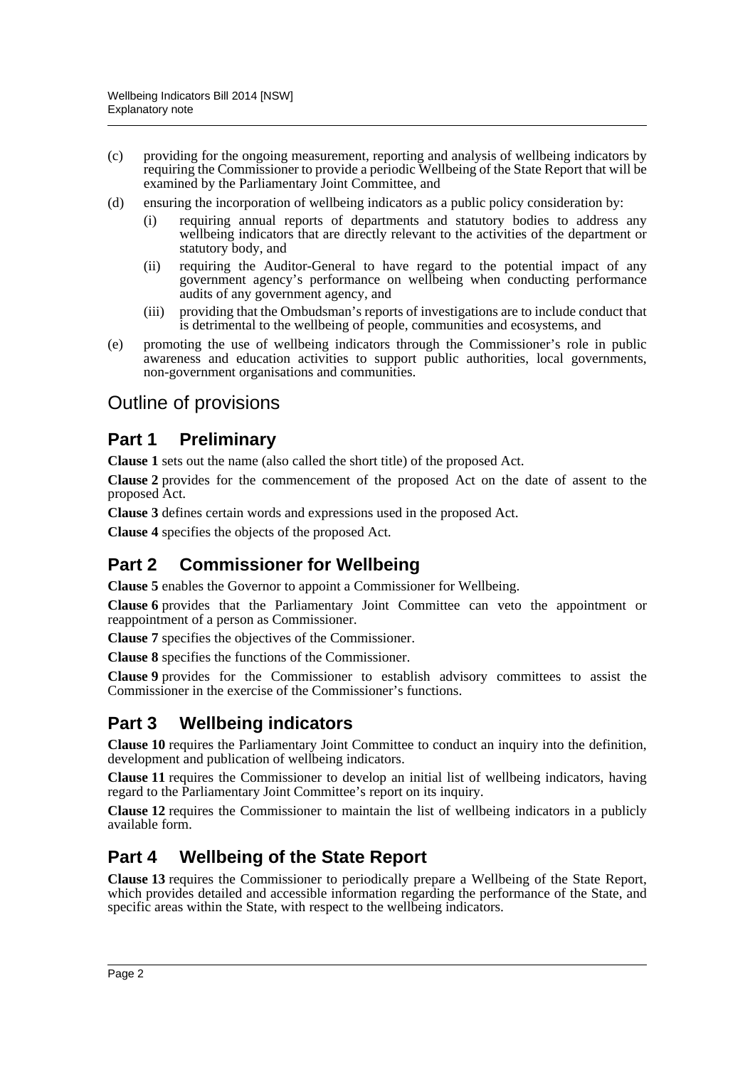(c) providing for the ongoing measurement, reporting and analysis of wellbeing indicators by requiring the Commissioner to provide a periodic Wellbeing of the State Report that will be examined by the Parliamentary Joint Committee, and

(d) ensuring the incorporation of wellbeing indicators as a public policy consideration by:

  (i) requiring annual reports of departments and statutory bodies to address any wellbeing indicators that are directly relevant to the activities of the department or statutory body, and

  (ii) requiring the Auditor-General to have regard to the potential impact of any government agency's performance on wellbeing when conducting performance audits of any government agency, and

  (iii) providing that the Ombudsman's reports of investigations are to include conduct that is detrimental to the wellbeing of people, communities and ecosystems, and

(e) promoting the use of wellbeing indicators through the Commissioner's role in public awareness and education activities to support public authorities, local governments, non-government organisations and communities.

# Outline of provisions

## Part 1 Preliminary

**Clause 1** sets out the name (also called the short title) of the proposed Act.

**Clause 2** provides for the commencement of the proposed Act on the date of assent to the proposed Act.

**Clause 3** defines certain words and expressions used in the proposed Act.

**Clause 4** specifies the objects of the proposed Act.

## Part 2 Commissioner for Wellbeing

**Clause 5** enables the Governor to appoint a Commissioner for Wellbeing.

**Clause 6** provides that the Parliamentary Joint Committee can veto the appointment or reappointment of a person as Commissioner.

**Clause 7** specifies the objectives of the Commissioner.

**Clause 8** specifies the functions of the Commissioner.

**Clause 9** provides for the Commissioner to establish advisory committees to assist the Commissioner in the exercise of the Commissioner's functions.

## Part 3 Wellbeing indicators

**Clause 10** requires the Parliamentary Joint Committee to conduct an inquiry into the definition, development and publication of wellbeing indicators.

**Clause 11** requires the Commissioner to develop an initial list of wellbeing indicators, having regard to the Parliamentary Joint Committee's report on its inquiry.

**Clause 12** requires the Commissioner to maintain the list of wellbeing indicators in a publicly available form.

## Part 4 Wellbeing of the State Report

**Clause 13** requires the Commissioner to periodically prepare a Wellbeing of the State Report, which provides detailed and accessible information regarding the performance of the State, and specific areas within the State, with respect to the wellbeing indicators.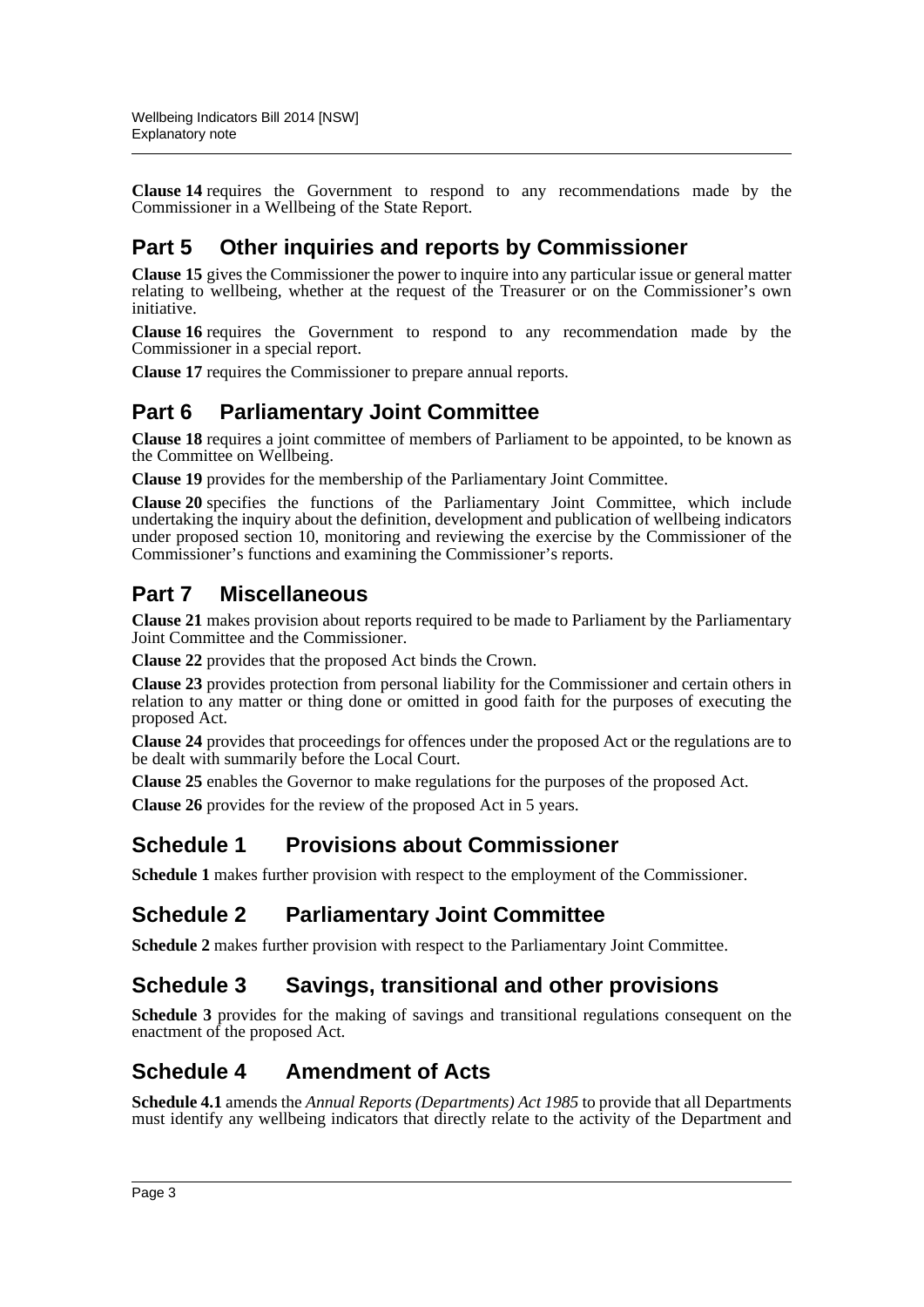**Clause 14** requires the Government to respond to any recommendations made by the Commissioner in a Wellbeing of the State Report.

## Part 5 Other inquiries and reports by Commissioner

**Clause 15** gives the Commissioner the power to inquire into any particular issue or general matter relating to wellbeing, whether at the request of the Treasurer or on the Commissioner's own initiative.

**Clause 16** requires the Government to respond to any recommendation made by the Commissioner in a special report.

**Clause 17** requires the Commissioner to prepare annual reports.

## Part 6 Parliamentary Joint Committee

**Clause 18** requires a joint committee of members of Parliament to be appointed, to be known as the Committee on Wellbeing.

**Clause 19** provides for the membership of the Parliamentary Joint Committee.

**Clause 20** specifies the functions of the Parliamentary Joint Committee, which include undertaking the inquiry about the definition, development and publication of wellbeing indicators under proposed section 10, monitoring and reviewing the exercise by the Commissioner of the Commissioner's functions and examining the Commissioner's reports.

## Part 7 Miscellaneous

**Clause 21** makes provision about reports required to be made to Parliament by the Parliamentary Joint Committee and the Commissioner.

**Clause 22** provides that the proposed Act binds the Crown.

**Clause 23** provides protection from personal liability for the Commissioner and certain others in relation to any matter or thing done or omitted in good faith for the purposes of executing the proposed Act.

**Clause 24** provides that proceedings for offences under the proposed Act or the regulations are to be dealt with summarily before the Local Court.

**Clause 25** enables the Governor to make regulations for the purposes of the proposed Act.

**Clause 26** provides for the review of the proposed Act in 5 years.

## Schedule 1 Provisions about Commissioner

**Schedule 1** makes further provision with respect to the employment of the Commissioner.

## Schedule 2 Parliamentary Joint Committee

**Schedule 2** makes further provision with respect to the Parliamentary Joint Committee.

## Schedule 3 Savings, transitional and other provisions

**Schedule 3** provides for the making of savings and transitional regulations consequent on the enactment of the proposed Act.

## Schedule 4 Amendment of Acts

**Schedule 4.1** amends the *Annual Reports (Departments) Act 1985* to provide that all Departments must identify any wellbeing indicators that directly relate to the activity of the Department and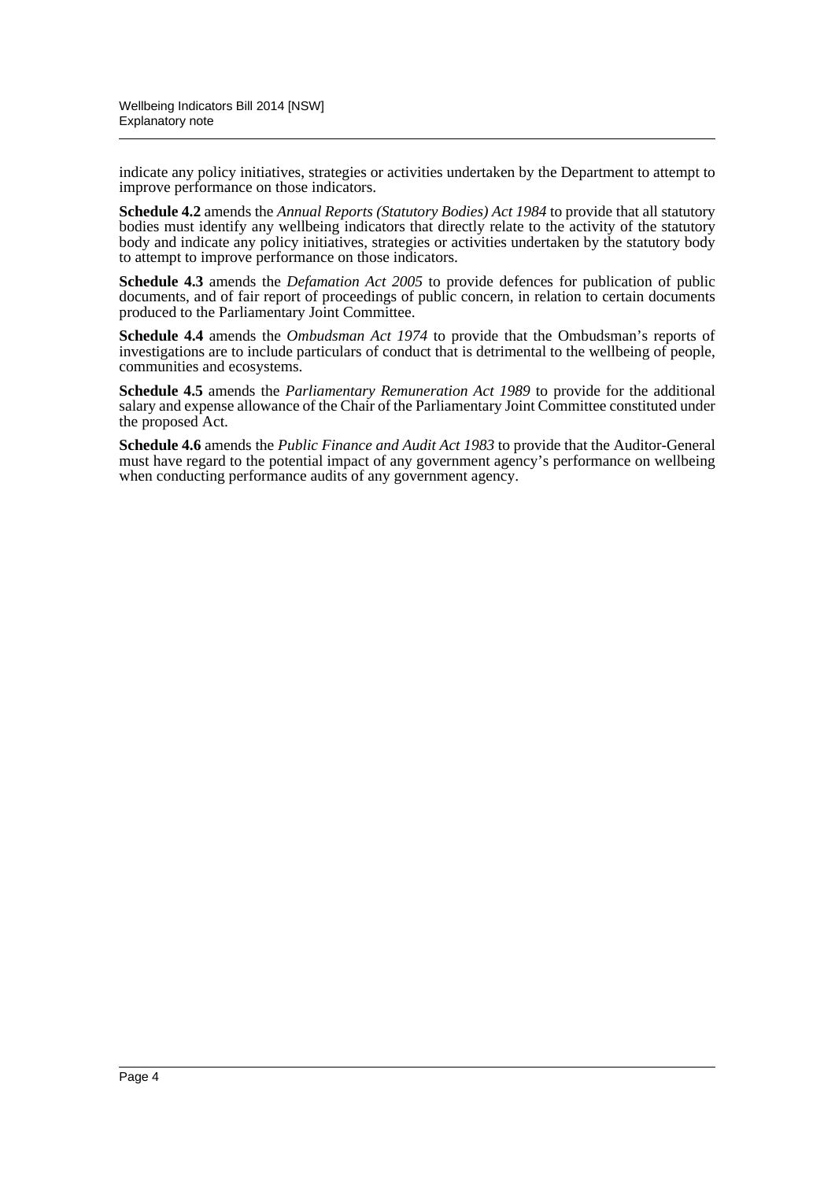indicate any policy initiatives, strategies or activities undertaken by the Department to attempt to improve performance on those indicators.

**Schedule 4.2** amends the *Annual Reports (Statutory Bodies) Act 1984* to provide that all statutory bodies must identify any wellbeing indicators that directly relate to the activity of the statutory body and indicate any policy initiatives, strategies or activities undertaken by the statutory body to attempt to improve performance on those indicators.

**Schedule 4.3** amends the *Defamation Act 2005* to provide defences for publication of public documents, and of fair report of proceedings of public concern, in relation to certain documents produced to the Parliamentary Joint Committee.

**Schedule 4.4** amends the *Ombudsman Act 1974* to provide that the Ombudsman's reports of investigations are to include particulars of conduct that is detrimental to the wellbeing of people, communities and ecosystems.

**Schedule 4.5** amends the *Parliamentary Remuneration Act 1989* to provide for the additional salary and expense allowance of the Chair of the Parliamentary Joint Committee constituted under the proposed Act.

**Schedule 4.6** amends the *Public Finance and Audit Act 1983* to provide that the Auditor-General must have regard to the potential impact of any government agency's performance on wellbeing when conducting performance audits of any government agency.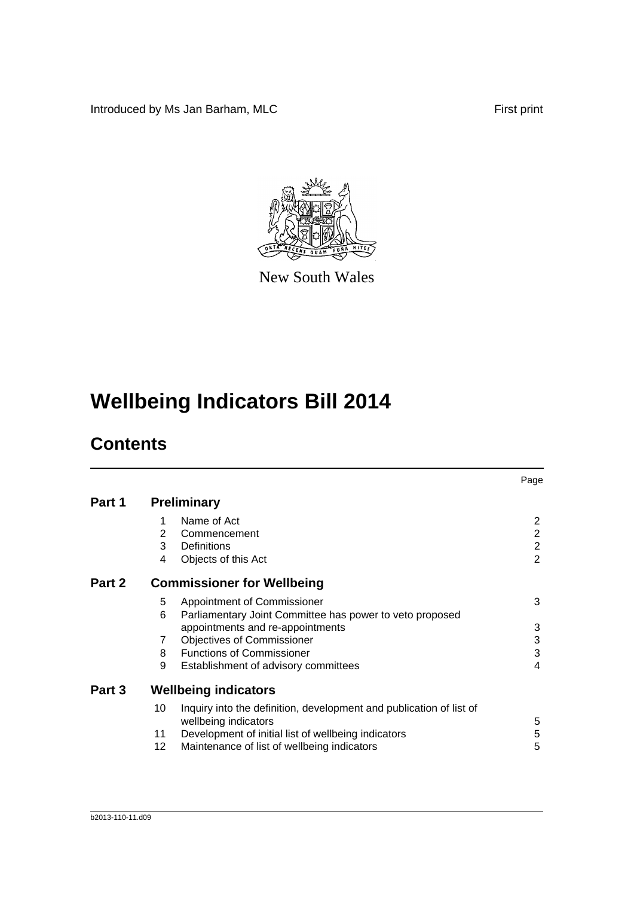Introduced by Ms Jan Barham, MLC

First print

New South Wales

# Wellbeing Indicators Bill 2014

## Contents

| | | | Page |
|---|---|---|---|
| **Part 1** | **Preliminary** | | |
| | 1 | Name of Act | 2 |
| | 2 | Commencement | 2 |
| | 3 | Definitions | 2 |
| | 4 | Objects of this Act | 2 |
| **Part 2** | **Commissioner for Wellbeing** | | |
| | 5 | Appointment of Commissioner | 3 |
| | 6 | Parliamentary Joint Committee has power to veto proposed appointments and re-appointments | 3 |
| | 7 | Objectives of Commissioner | 3 |
| | 8 | Functions of Commissioner | 3 |
| | 9 | Establishment of advisory committees | 4 |
| **Part 3** | **Wellbeing indicators** | | |
| | 10 | Inquiry into the definition, development and publication of list of wellbeing indicators | 5 |
| | 11 | Development of initial list of wellbeing indicators | 5 |
| | 12 | Maintenance of list of wellbeing indicators | 5 |

b2013-110-11.d09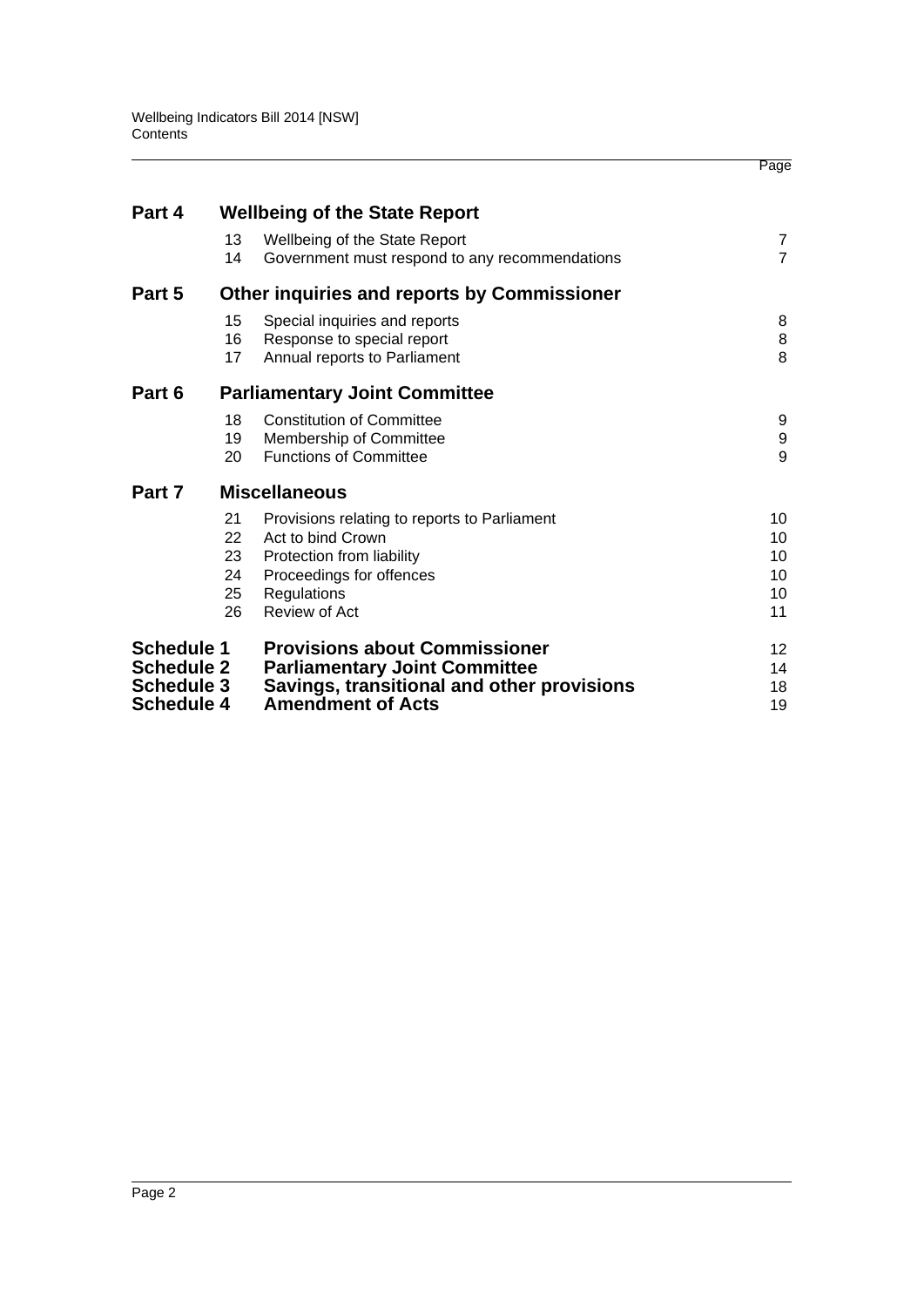| | | | Page |
|---|---|---|---|
| **Part 4** | **Wellbeing of the State Report** | | |
| | 13 | Wellbeing of the State Report | 7 |
| | 14 | Government must respond to any recommendations | 7 |
| **Part 5** | **Other inquiries and reports by Commissioner** | | |
| | 15 | Special inquiries and reports | 8 |
| | 16 | Response to special report | 8 |
| | 17 | Annual reports to Parliament | 8 |
| **Part 6** | **Parliamentary Joint Committee** | | |
| | 18 | Constitution of Committee | 9 |
| | 19 | Membership of Committee | 9 |
| | 20 | Functions of Committee | 9 |
| **Part 7** | **Miscellaneous** | | |
| | 21 | Provisions relating to reports to Parliament | 10 |
| | 22 | Act to bind Crown | 10 |
| | 23 | Protection from liability | 10 |
| | 24 | Proceedings for offences | 10 |
| | 25 | Regulations | 10 |
| | 26 | Review of Act | 11 |
| **Schedule 1** | **Provisions about Commissioner** | | 12 |
| **Schedule 2** | **Parliamentary Joint Committee** | | 14 |
| **Schedule 3** | **Savings, transitional and other provisions** | | 18 |
| **Schedule 4** | **Amendment of Acts** | | 19 |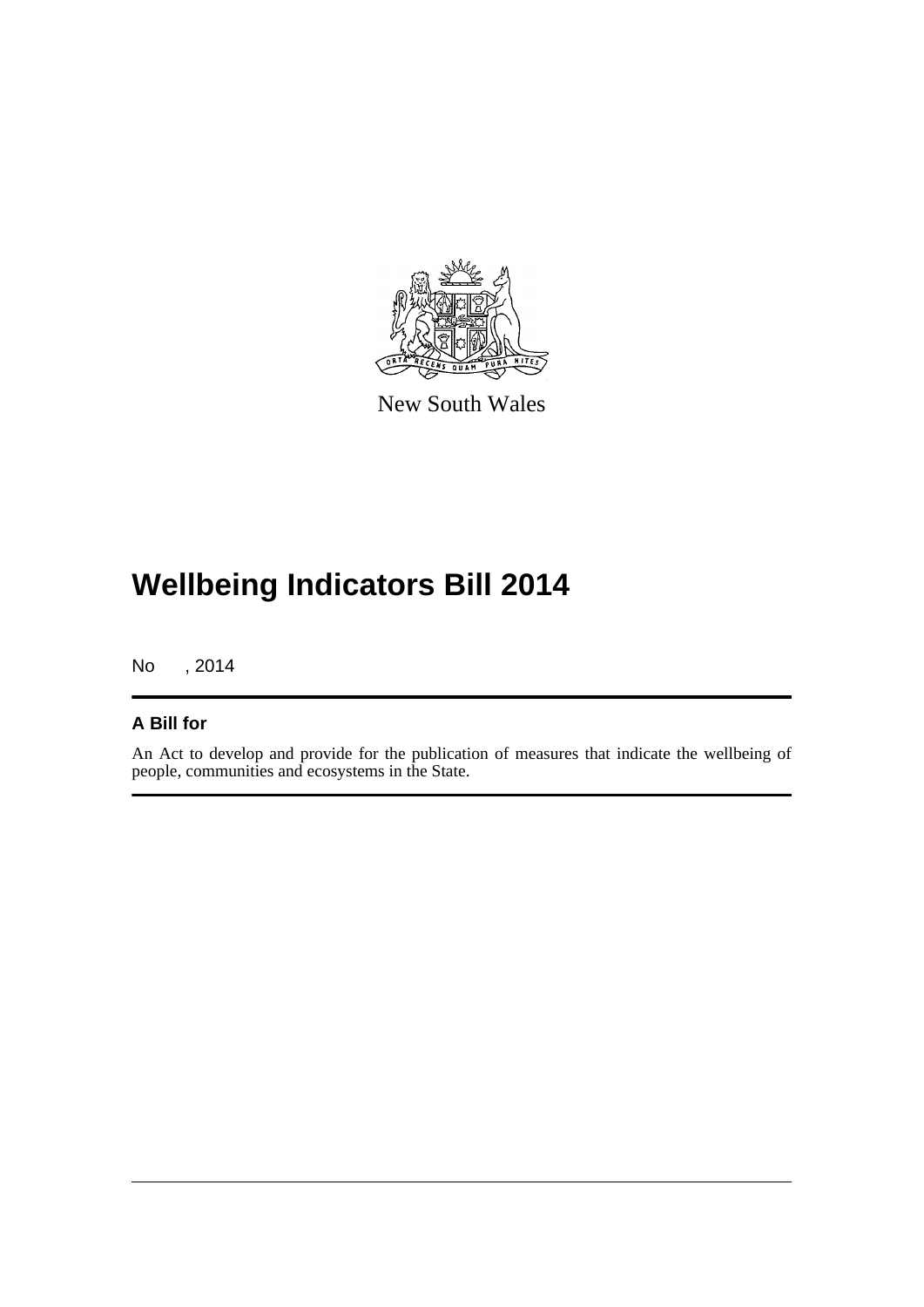New South Wales

# Wellbeing Indicators Bill 2014

No , 2014

## A Bill for

An Act to develop and provide for the publication of measures that indicate the wellbeing of people, communities and ecosystems in the State.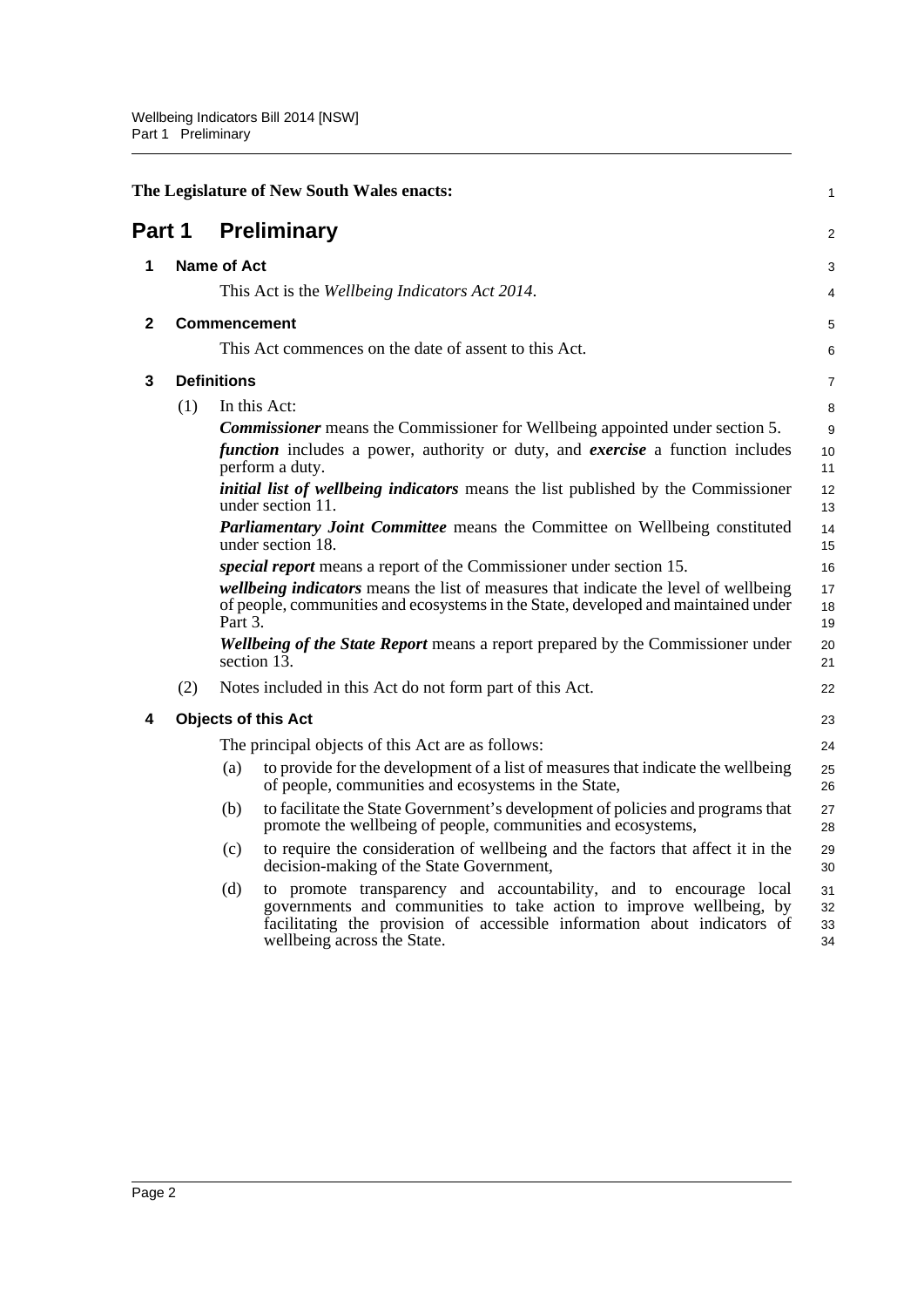The Legislature of New South Wales enacts:

# Part 1 Preliminary

## 1 Name of Act

This Act is the *Wellbeing Indicators Act 2014*.

## 2 Commencement

This Act commences on the date of assent to this Act.

## 3 Definitions

(1) In this Act:

***Commissioner*** means the Commissioner for Wellbeing appointed under section 5.

***function*** includes a power, authority or duty, and ***exercise*** a function includes perform a duty.

***initial list of wellbeing indicators*** means the list published by the Commissioner under section 11.

***Parliamentary Joint Committee*** means the Committee on Wellbeing constituted under section 18.

***special report*** means a report of the Commissioner under section 15.

***wellbeing indicators*** means the list of measures that indicate the level of wellbeing of people, communities and ecosystems in the State, developed and maintained under Part 3.

***Wellbeing of the State Report*** means a report prepared by the Commissioner under section 13.

(2) Notes included in this Act do not form part of this Act.

## 4 Objects of this Act

The principal objects of this Act are as follows:

(a) to provide for the development of a list of measures that indicate the wellbeing of people, communities and ecosystems in the State,

(b) to facilitate the State Government's development of policies and programs that promote the wellbeing of people, communities and ecosystems,

(c) to require the consideration of wellbeing and the factors that affect it in the decision-making of the State Government,

(d) to promote transparency and accountability, and to encourage local governments and communities to take action to improve wellbeing, by facilitating the provision of accessible information about indicators of wellbeing across the State.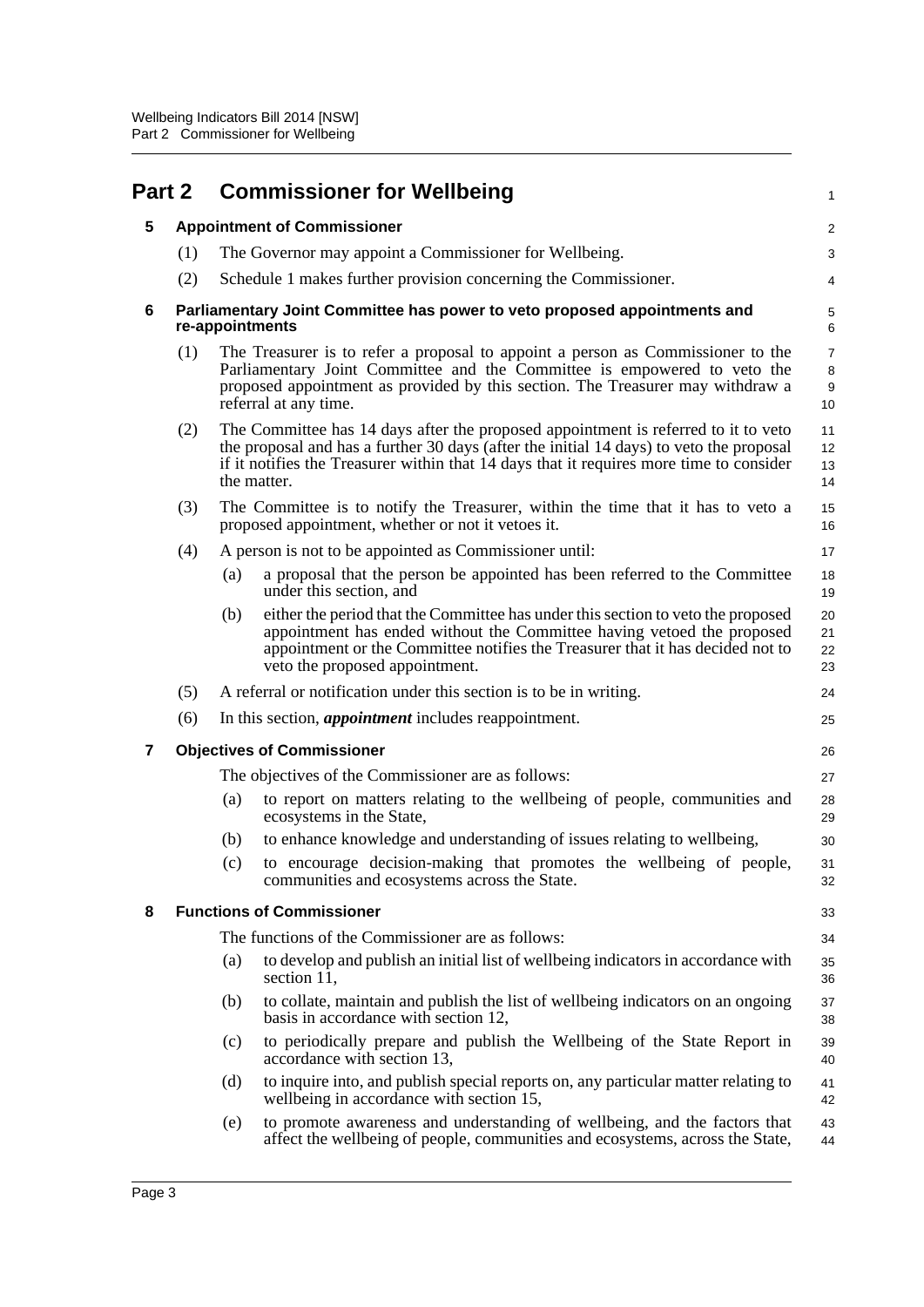## Part 2 Commissioner for Wellbeing

### 5 Appointment of Commissioner

(1) The Governor may appoint a Commissioner for Wellbeing.

(2) Schedule 1 makes further provision concerning the Commissioner.

### 6 Parliamentary Joint Committee has power to veto proposed appointments and re-appointments

(1) The Treasurer is to refer a proposal to appoint a person as Commissioner to the Parliamentary Joint Committee and the Committee is empowered to veto the proposed appointment as provided by this section. The Treasurer may withdraw a referral at any time.

(2) The Committee has 14 days after the proposed appointment is referred to it to veto the proposal and has a further 30 days (after the initial 14 days) to veto the proposal if it notifies the Treasurer within that 14 days that it requires more time to consider the matter.

(3) The Committee is to notify the Treasurer, within the time that it has to veto a proposed appointment, whether or not it vetoes it.

(4) A person is not to be appointed as Commissioner until:

- (a) a proposal that the person be appointed has been referred to the Committee under this section, and
- (b) either the period that the Committee has under this section to veto the proposed appointment has ended without the Committee having vetoed the proposed appointment or the Committee notifies the Treasurer that it has decided not to veto the proposed appointment.

(5) A referral or notification under this section is to be in writing.

(6) In this section, ***appointment*** includes reappointment.

### 7 Objectives of Commissioner

The objectives of the Commissioner are as follows:

- (a) to report on matters relating to the wellbeing of people, communities and ecosystems in the State,
- (b) to enhance knowledge and understanding of issues relating to wellbeing,
- (c) to encourage decision-making that promotes the wellbeing of people, communities and ecosystems across the State.

### 8 Functions of Commissioner

The functions of the Commissioner are as follows:

- (a) to develop and publish an initial list of wellbeing indicators in accordance with section 11,
- (b) to collate, maintain and publish the list of wellbeing indicators on an ongoing basis in accordance with section 12,
- (c) to periodically prepare and publish the Wellbeing of the State Report in accordance with section 13,
- (d) to inquire into, and publish special reports on, any particular matter relating to wellbeing in accordance with section 15,
- (e) to promote awareness and understanding of wellbeing, and the factors that affect the wellbeing of people, communities and ecosystems, across the State,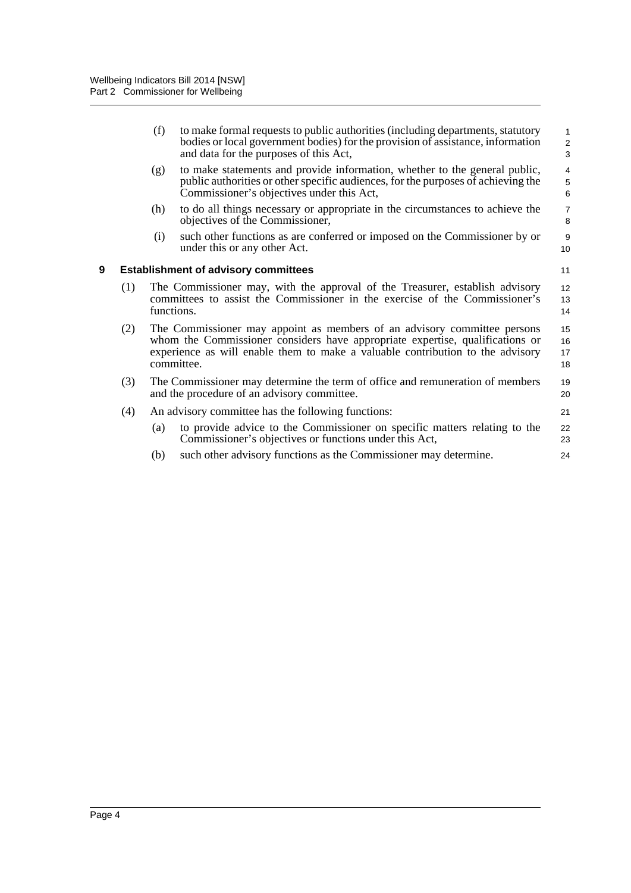(f) to make formal requests to public authorities (including departments, statutory bodies or local government bodies) for the provision of assistance, information and data for the purposes of this Act,

(g) to make statements and provide information, whether to the general public, public authorities or other specific audiences, for the purposes of achieving the Commissioner's objectives under this Act,

(h) to do all things necessary or appropriate in the circumstances to achieve the objectives of the Commissioner,

(i) such other functions as are conferred or imposed on the Commissioner by or under this or any other Act.

### 9 Establishment of advisory committees

(1) The Commissioner may, with the approval of the Treasurer, establish advisory committees to assist the Commissioner in the exercise of the Commissioner's functions.

(2) The Commissioner may appoint as members of an advisory committee persons whom the Commissioner considers have appropriate expertise, qualifications or experience as will enable them to make a valuable contribution to the advisory committee.

(3) The Commissioner may determine the term of office and remuneration of members and the procedure of an advisory committee.

(4) An advisory committee has the following functions:

(a) to provide advice to the Commissioner on specific matters relating to the Commissioner's objectives or functions under this Act,

(b) such other advisory functions as the Commissioner may determine.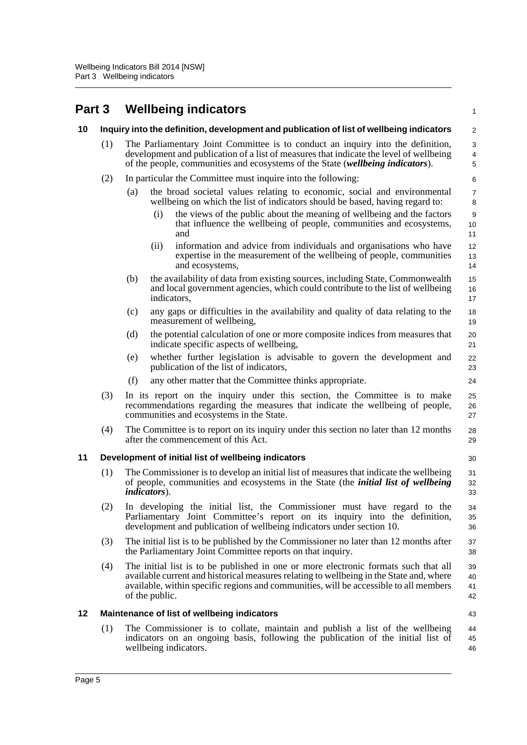# Part 3 Wellbeing indicators

## 10 Inquiry into the definition, development and publication of list of wellbeing indicators

(1) The Parliamentary Joint Committee is to conduct an inquiry into the definition, development and publication of a list of measures that indicate the level of wellbeing of the people, communities and ecosystems of the State (***wellbeing indicators***).

(2) In particular the Committee must inquire into the following:

- (a) the broad societal values relating to economic, social and environmental wellbeing on which the list of indicators should be based, having regard to:
  - (i) the views of the public about the meaning of wellbeing and the factors that influence the wellbeing of people, communities and ecosystems, and
  - (ii) information and advice from individuals and organisations who have expertise in the measurement of the wellbeing of people, communities and ecosystems,
- (b) the availability of data from existing sources, including State, Commonwealth and local government agencies, which could contribute to the list of wellbeing indicators,
- (c) any gaps or difficulties in the availability and quality of data relating to the measurement of wellbeing,
- (d) the potential calculation of one or more composite indices from measures that indicate specific aspects of wellbeing,
- (e) whether further legislation is advisable to govern the development and publication of the list of indicators,
- (f) any other matter that the Committee thinks appropriate.

(3) In its report on the inquiry under this section, the Committee is to make recommendations regarding the measures that indicate the wellbeing of people, communities and ecosystems in the State.

(4) The Committee is to report on its inquiry under this section no later than 12 months after the commencement of this Act.

## 11 Development of initial list of wellbeing indicators

(1) The Commissioner is to develop an initial list of measures that indicate the wellbeing of people, communities and ecosystems in the State (the ***initial list of wellbeing indicators***).

(2) In developing the initial list, the Commissioner must have regard to the Parliamentary Joint Committee's report on its inquiry into the definition, development and publication of wellbeing indicators under section 10.

(3) The initial list is to be published by the Commissioner no later than 12 months after the Parliamentary Joint Committee reports on that inquiry.

(4) The initial list is to be published in one or more electronic formats such that all available current and historical measures relating to wellbeing in the State and, where available, within specific regions and communities, will be accessible to all members of the public.

## 12 Maintenance of list of wellbeing indicators

(1) The Commissioner is to collate, maintain and publish a list of the wellbeing indicators on an ongoing basis, following the publication of the initial list of wellbeing indicators.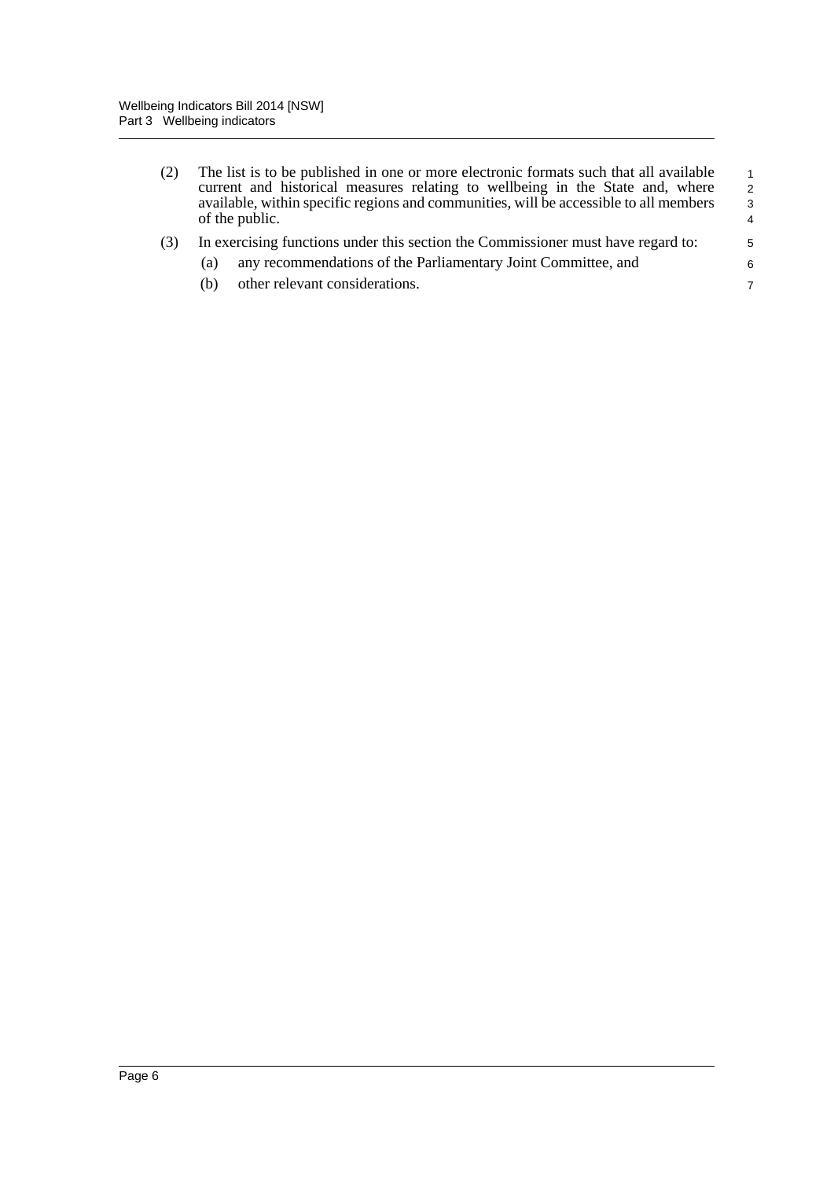(2) The list is to be published in one or more electronic formats such that all available current and historical measures relating to wellbeing in the State and, where available, within specific regions and communities, will be accessible to all members of the public.

(3) In exercising functions under this section the Commissioner must have regard to:

(a) any recommendations of the Parliamentary Joint Committee, and

(b) other relevant considerations.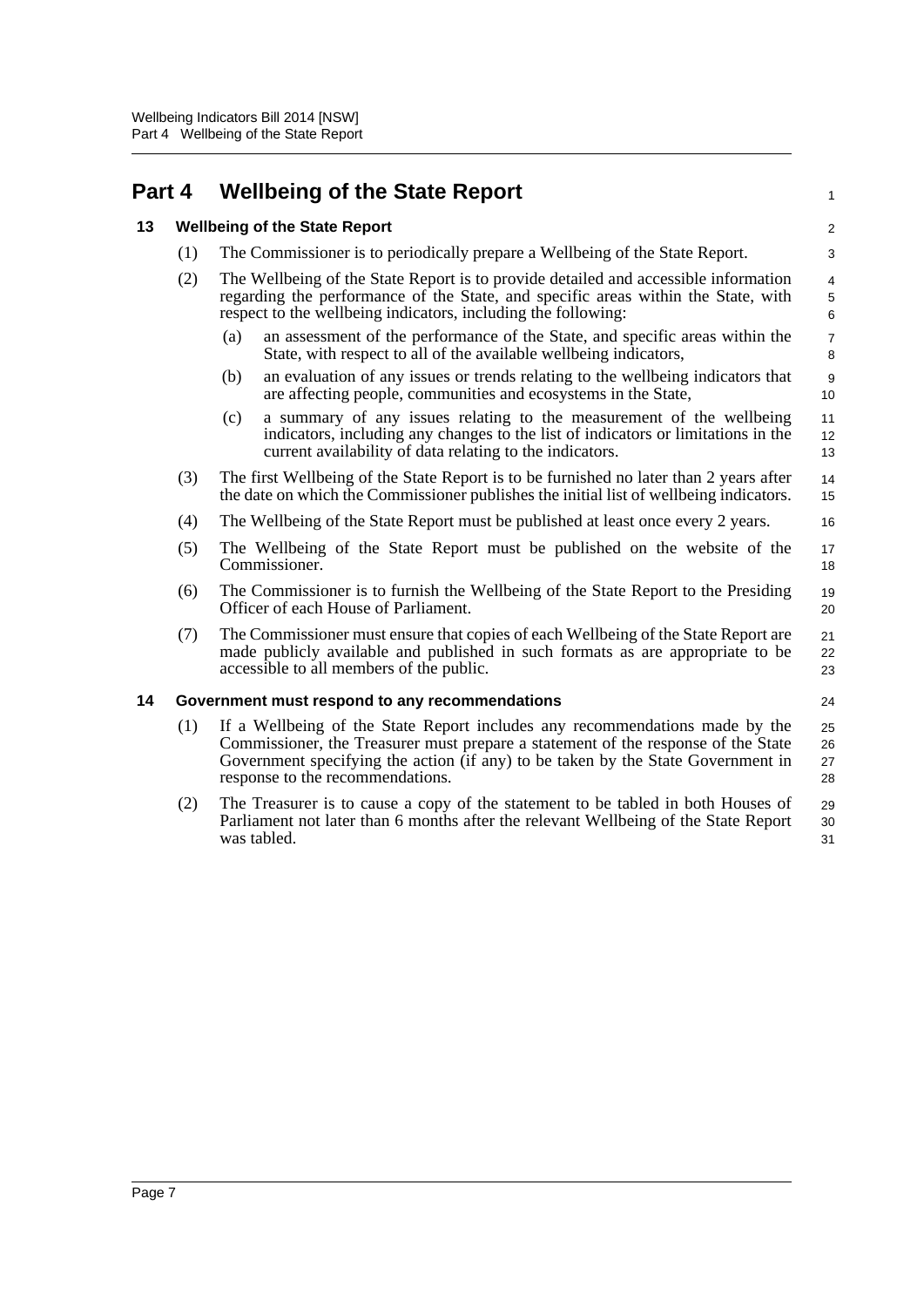# Part 4 Wellbeing of the State Report

## 13 Wellbeing of the State Report

(1) The Commissioner is to periodically prepare a Wellbeing of the State Report.

(2) The Wellbeing of the State Report is to provide detailed and accessible information regarding the performance of the State, and specific areas within the State, with respect to the wellbeing indicators, including the following:

- (a) an assessment of the performance of the State, and specific areas within the State, with respect to all of the available wellbeing indicators,
- (b) an evaluation of any issues or trends relating to the wellbeing indicators that are affecting people, communities and ecosystems in the State,
- (c) a summary of any issues relating to the measurement of the wellbeing indicators, including any changes to the list of indicators or limitations in the current availability of data relating to the indicators.

(3) The first Wellbeing of the State Report is to be furnished no later than 2 years after the date on which the Commissioner publishes the initial list of wellbeing indicators.

(4) The Wellbeing of the State Report must be published at least once every 2 years.

(5) The Wellbeing of the State Report must be published on the website of the Commissioner.

(6) The Commissioner is to furnish the Wellbeing of the State Report to the Presiding Officer of each House of Parliament.

(7) The Commissioner must ensure that copies of each Wellbeing of the State Report are made publicly available and published in such formats as are appropriate to be accessible to all members of the public.

## 14 Government must respond to any recommendations

(1) If a Wellbeing of the State Report includes any recommendations made by the Commissioner, the Treasurer must prepare a statement of the response of the State Government specifying the action (if any) to be taken by the State Government in response to the recommendations.

(2) The Treasurer is to cause a copy of the statement to be tabled in both Houses of Parliament not later than 6 months after the relevant Wellbeing of the State Report was tabled.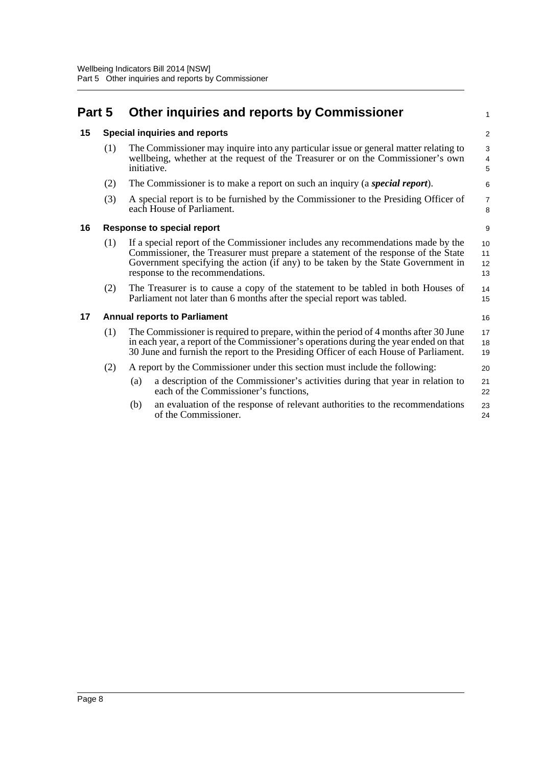# Part 5 Other inquiries and reports by Commissioner

## 15 Special inquiries and reports

(1) The Commissioner may inquire into any particular issue or general matter relating to wellbeing, whether at the request of the Treasurer or on the Commissioner's own initiative.

(2) The Commissioner is to make a report on such an inquiry (a ***special report***).

(3) A special report is to be furnished by the Commissioner to the Presiding Officer of each House of Parliament.

## 16 Response to special report

(1) If a special report of the Commissioner includes any recommendations made by the Commissioner, the Treasurer must prepare a statement of the response of the State Government specifying the action (if any) to be taken by the State Government in response to the recommendations.

(2) The Treasurer is to cause a copy of the statement to be tabled in both Houses of Parliament not later than 6 months after the special report was tabled.

## 17 Annual reports to Parliament

(1) The Commissioner is required to prepare, within the period of 4 months after 30 June in each year, a report of the Commissioner's operations during the year ended on that 30 June and furnish the report to the Presiding Officer of each House of Parliament.

(2) A report by the Commissioner under this section must include the following:

(a) a description of the Commissioner's activities during that year in relation to each of the Commissioner's functions,

(b) an evaluation of the response of relevant authorities to the recommendations of the Commissioner.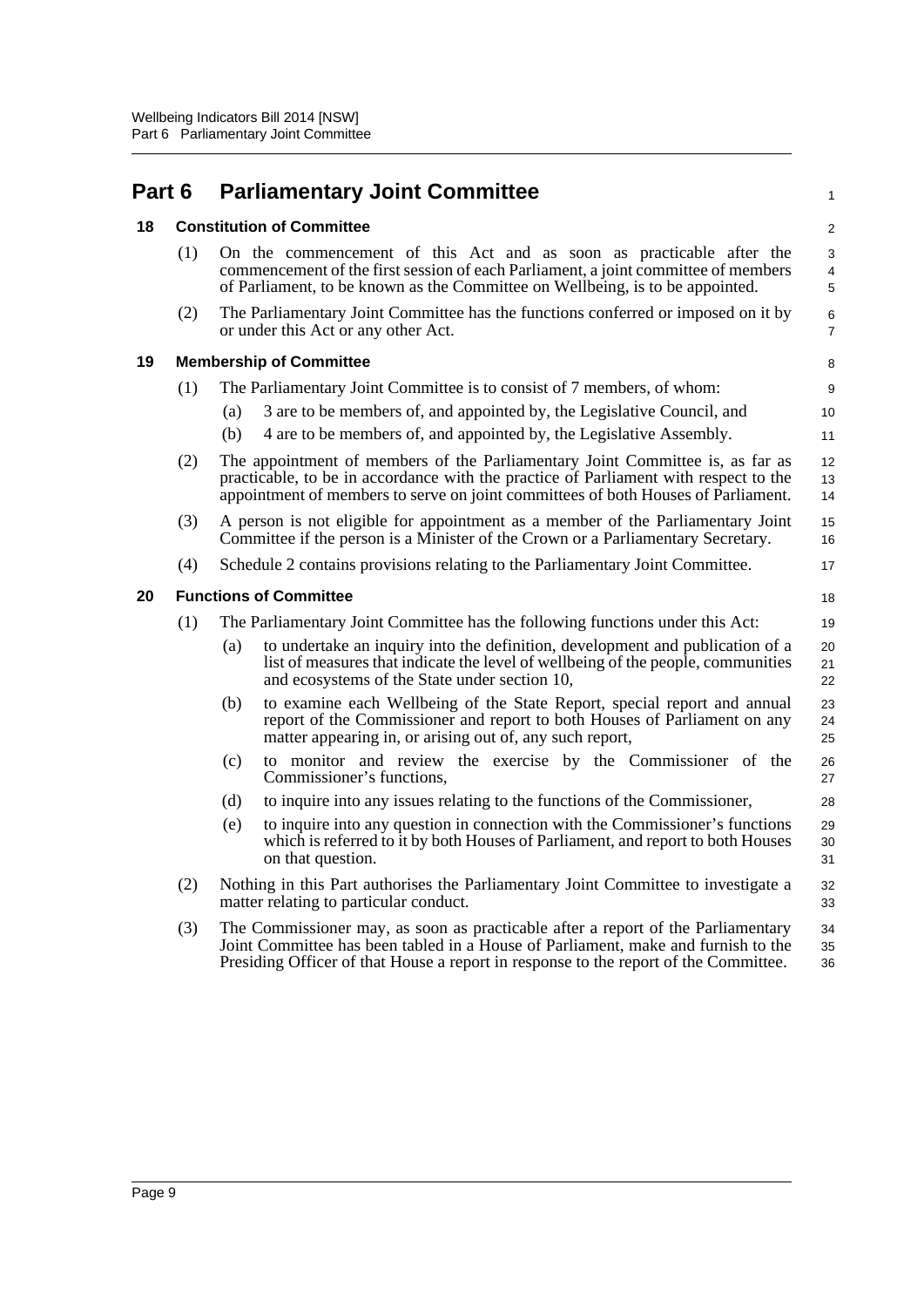## Part 6 Parliamentary Joint Committee

### 18 Constitution of Committee

(1) On the commencement of this Act and as soon as practicable after the commencement of the first session of each Parliament, a joint committee of members of Parliament, to be known as the Committee on Wellbeing, is to be appointed.

(2) The Parliamentary Joint Committee has the functions conferred or imposed on it by or under this Act or any other Act.

### 19 Membership of Committee

(1) The Parliamentary Joint Committee is to consist of 7 members, of whom:

- (a) 3 are to be members of, and appointed by, the Legislative Council, and
- (b) 4 are to be members of, and appointed by, the Legislative Assembly.

(2) The appointment of members of the Parliamentary Joint Committee is, as far as practicable, to be in accordance with the practice of Parliament with respect to the appointment of members to serve on joint committees of both Houses of Parliament.

(3) A person is not eligible for appointment as a member of the Parliamentary Joint Committee if the person is a Minister of the Crown or a Parliamentary Secretary.

(4) Schedule 2 contains provisions relating to the Parliamentary Joint Committee.

### 20 Functions of Committee

(1) The Parliamentary Joint Committee has the following functions under this Act:

- (a) to undertake an inquiry into the definition, development and publication of a list of measures that indicate the level of wellbeing of the people, communities and ecosystems of the State under section 10,
- (b) to examine each Wellbeing of the State Report, special report and annual report of the Commissioner and report to both Houses of Parliament on any matter appearing in, or arising out of, any such report,
- (c) to monitor and review the exercise by the Commissioner of the Commissioner's functions,
- (d) to inquire into any issues relating to the functions of the Commissioner,
- (e) to inquire into any question in connection with the Commissioner's functions which is referred to it by both Houses of Parliament, and report to both Houses on that question.

(2) Nothing in this Part authorises the Parliamentary Joint Committee to investigate a matter relating to particular conduct.

(3) The Commissioner may, as soon as practicable after a report of the Parliamentary Joint Committee has been tabled in a House of Parliament, make and furnish to the Presiding Officer of that House a report in response to the report of the Committee.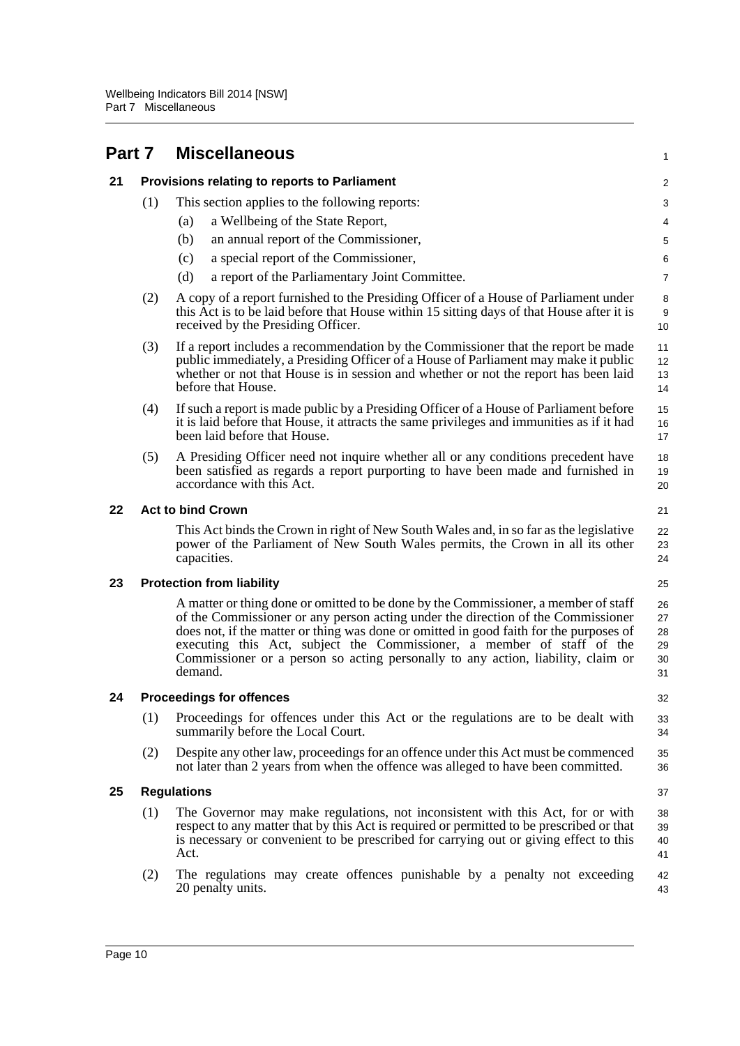# Part 7 Miscellaneous

## 21 Provisions relating to reports to Parliament

(1) This section applies to the following reports:

(a) a Wellbeing of the State Report,

(b) an annual report of the Commissioner,

(c) a special report of the Commissioner,

(d) a report of the Parliamentary Joint Committee.

(2) A copy of a report furnished to the Presiding Officer of a House of Parliament under this Act is to be laid before that House within 15 sitting days of that House after it is received by the Presiding Officer.

(3) If a report includes a recommendation by the Commissioner that the report be made public immediately, a Presiding Officer of a House of Parliament may make it public whether or not that House is in session and whether or not the report has been laid before that House.

(4) If such a report is made public by a Presiding Officer of a House of Parliament before it is laid before that House, it attracts the same privileges and immunities as if it had been laid before that House.

(5) A Presiding Officer need not inquire whether all or any conditions precedent have been satisfied as regards a report purporting to have been made and furnished in accordance with this Act.

## 22 Act to bind Crown

This Act binds the Crown in right of New South Wales and, in so far as the legislative power of the Parliament of New South Wales permits, the Crown in all its other capacities.

## 23 Protection from liability

A matter or thing done or omitted to be done by the Commissioner, a member of staff of the Commissioner or any person acting under the direction of the Commissioner does not, if the matter or thing was done or omitted in good faith for the purposes of executing this Act, subject the Commissioner, a member of staff of the Commissioner or a person so acting personally to any action, liability, claim or demand.

## 24 Proceedings for offences

(1) Proceedings for offences under this Act or the regulations are to be dealt with summarily before the Local Court.

(2) Despite any other law, proceedings for an offence under this Act must be commenced not later than 2 years from when the offence was alleged to have been committed.

## 25 Regulations

(1) The Governor may make regulations, not inconsistent with this Act, for or with respect to any matter that by this Act is required or permitted to be prescribed or that is necessary or convenient to be prescribed for carrying out or giving effect to this Act.

(2) The regulations may create offences punishable by a penalty not exceeding 20 penalty units.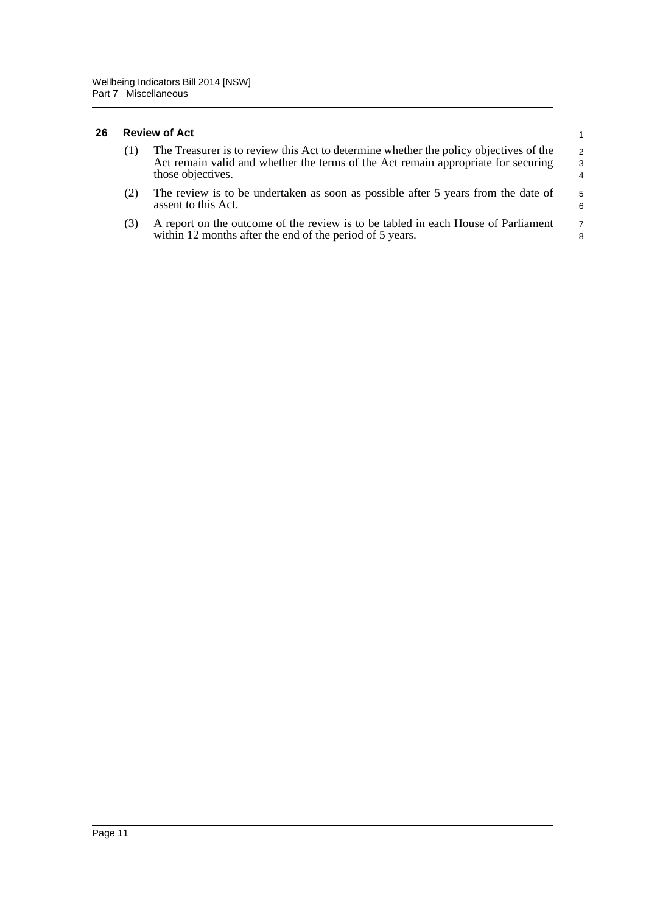### 26 Review of Act

(1) The Treasurer is to review this Act to determine whether the policy objectives of the Act remain valid and whether the terms of the Act remain appropriate for securing those objectives.

(2) The review is to be undertaken as soon as possible after 5 years from the date of assent to this Act.

(3) A report on the outcome of the review is to be tabled in each House of Parliament within 12 months after the end of the period of 5 years.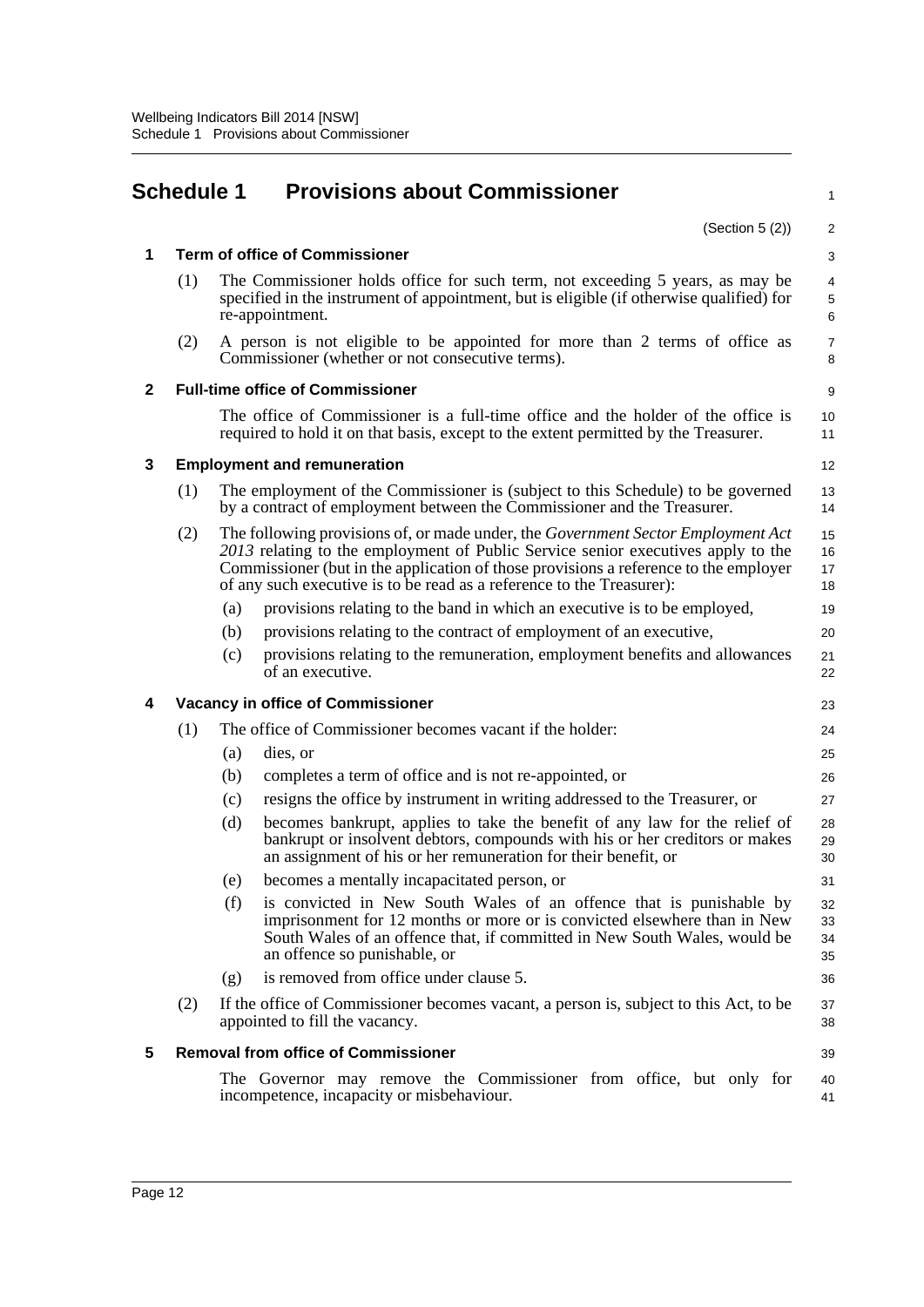# Schedule 1 Provisions about Commissioner

(Section 5 (2))

## 1 Term of office of Commissioner

(1) The Commissioner holds office for such term, not exceeding 5 years, as may be specified in the instrument of appointment, but is eligible (if otherwise qualified) for re-appointment.

(2) A person is not eligible to be appointed for more than 2 terms of office as Commissioner (whether or not consecutive terms).

## 2 Full-time office of Commissioner

The office of Commissioner is a full-time office and the holder of the office is required to hold it on that basis, except to the extent permitted by the Treasurer.

## 3 Employment and remuneration

(1) The employment of the Commissioner is (subject to this Schedule) to be governed by a contract of employment between the Commissioner and the Treasurer.

(2) The following provisions of, or made under, the *Government Sector Employment Act 2013* relating to the employment of Public Service senior executives apply to the Commissioner (but in the application of those provisions a reference to the employer of any such executive is to be read as a reference to the Treasurer):

- (a) provisions relating to the band in which an executive is to be employed,
- (b) provisions relating to the contract of employment of an executive,
- (c) provisions relating to the remuneration, employment benefits and allowances of an executive.

## 4 Vacancy in office of Commissioner

(1) The office of Commissioner becomes vacant if the holder:

- (a) dies, or
- (b) completes a term of office and is not re-appointed, or
- (c) resigns the office by instrument in writing addressed to the Treasurer, or
- (d) becomes bankrupt, applies to take the benefit of any law for the relief of bankrupt or insolvent debtors, compounds with his or her creditors or makes an assignment of his or her remuneration for their benefit, or
- (e) becomes a mentally incapacitated person, or
- (f) is convicted in New South Wales of an offence that is punishable by imprisonment for 12 months or more or is convicted elsewhere than in New South Wales of an offence that, if committed in New South Wales, would be an offence so punishable, or
- (g) is removed from office under clause 5.

(2) If the office of Commissioner becomes vacant, a person is, subject to this Act, to be appointed to fill the vacancy.

## 5 Removal from office of Commissioner

The Governor may remove the Commissioner from office, but only for incompetence, incapacity or misbehaviour.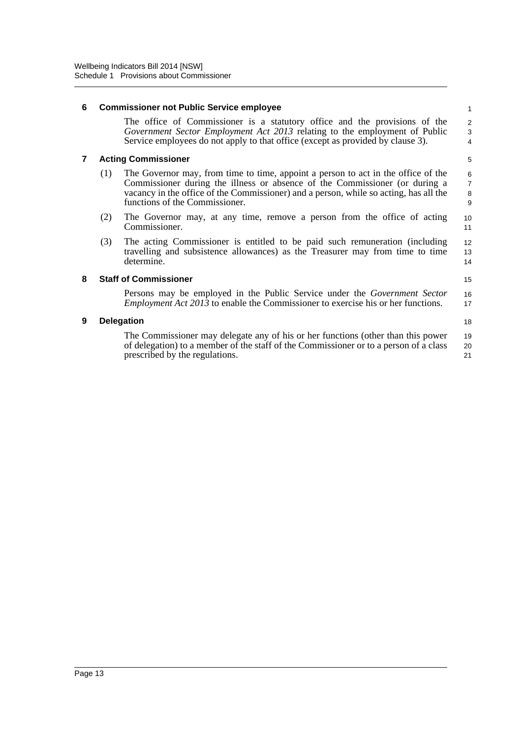### 6 Commissioner not Public Service employee

The office of Commissioner is a statutory office and the provisions of the *Government Sector Employment Act 2013* relating to the employment of Public Service employees do not apply to that office (except as provided by clause 3).

### 7 Acting Commissioner

(1) The Governor may, from time to time, appoint a person to act in the office of the Commissioner during the illness or absence of the Commissioner (or during a vacancy in the office of the Commissioner) and a person, while so acting, has all the functions of the Commissioner.

(2) The Governor may, at any time, remove a person from the office of acting Commissioner.

(3) The acting Commissioner is entitled to be paid such remuneration (including travelling and subsistence allowances) as the Treasurer may from time to time determine.

### 8 Staff of Commissioner

Persons may be employed in the Public Service under the *Government Sector Employment Act 2013* to enable the Commissioner to exercise his or her functions.

### 9 Delegation

The Commissioner may delegate any of his or her functions (other than this power of delegation) to a member of the staff of the Commissioner or to a person of a class prescribed by the regulations.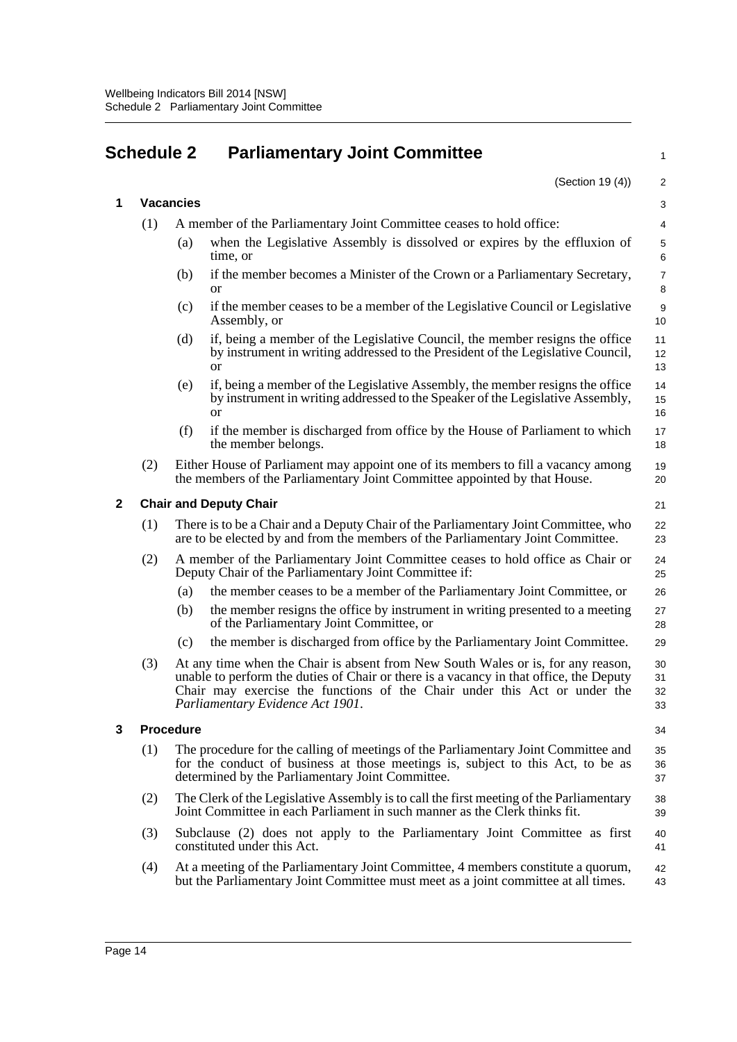# Schedule 2 Parliamentary Joint Committee

(Section 19 (4))

## 1 Vacancies

(1) A member of the Parliamentary Joint Committee ceases to hold office:

- (a) when the Legislative Assembly is dissolved or expires by the effluxion of time, or
- (b) if the member becomes a Minister of the Crown or a Parliamentary Secretary, or
- (c) if the member ceases to be a member of the Legislative Council or Legislative Assembly, or
- (d) if, being a member of the Legislative Council, the member resigns the office by instrument in writing addressed to the President of the Legislative Council, or
- (e) if, being a member of the Legislative Assembly, the member resigns the office by instrument in writing addressed to the Speaker of the Legislative Assembly, or
- (f) if the member is discharged from office by the House of Parliament to which the member belongs.

(2) Either House of Parliament may appoint one of its members to fill a vacancy among the members of the Parliamentary Joint Committee appointed by that House.

## 2 Chair and Deputy Chair

(1) There is to be a Chair and a Deputy Chair of the Parliamentary Joint Committee, who are to be elected by and from the members of the Parliamentary Joint Committee.

(2) A member of the Parliamentary Joint Committee ceases to hold office as Chair or Deputy Chair of the Parliamentary Joint Committee if:

- (a) the member ceases to be a member of the Parliamentary Joint Committee, or
- (b) the member resigns the office by instrument in writing presented to a meeting of the Parliamentary Joint Committee, or
- (c) the member is discharged from office by the Parliamentary Joint Committee.

(3) At any time when the Chair is absent from New South Wales or is, for any reason, unable to perform the duties of Chair or there is a vacancy in that office, the Deputy Chair may exercise the functions of the Chair under this Act or under the *Parliamentary Evidence Act 1901*.

## 3 Procedure

(1) The procedure for the calling of meetings of the Parliamentary Joint Committee and for the conduct of business at those meetings is, subject to this Act, to be as determined by the Parliamentary Joint Committee.

(2) The Clerk of the Legislative Assembly is to call the first meeting of the Parliamentary Joint Committee in each Parliament in such manner as the Clerk thinks fit.

(3) Subclause (2) does not apply to the Parliamentary Joint Committee as first constituted under this Act.

(4) At a meeting of the Parliamentary Joint Committee, 4 members constitute a quorum, but the Parliamentary Joint Committee must meet as a joint committee at all times.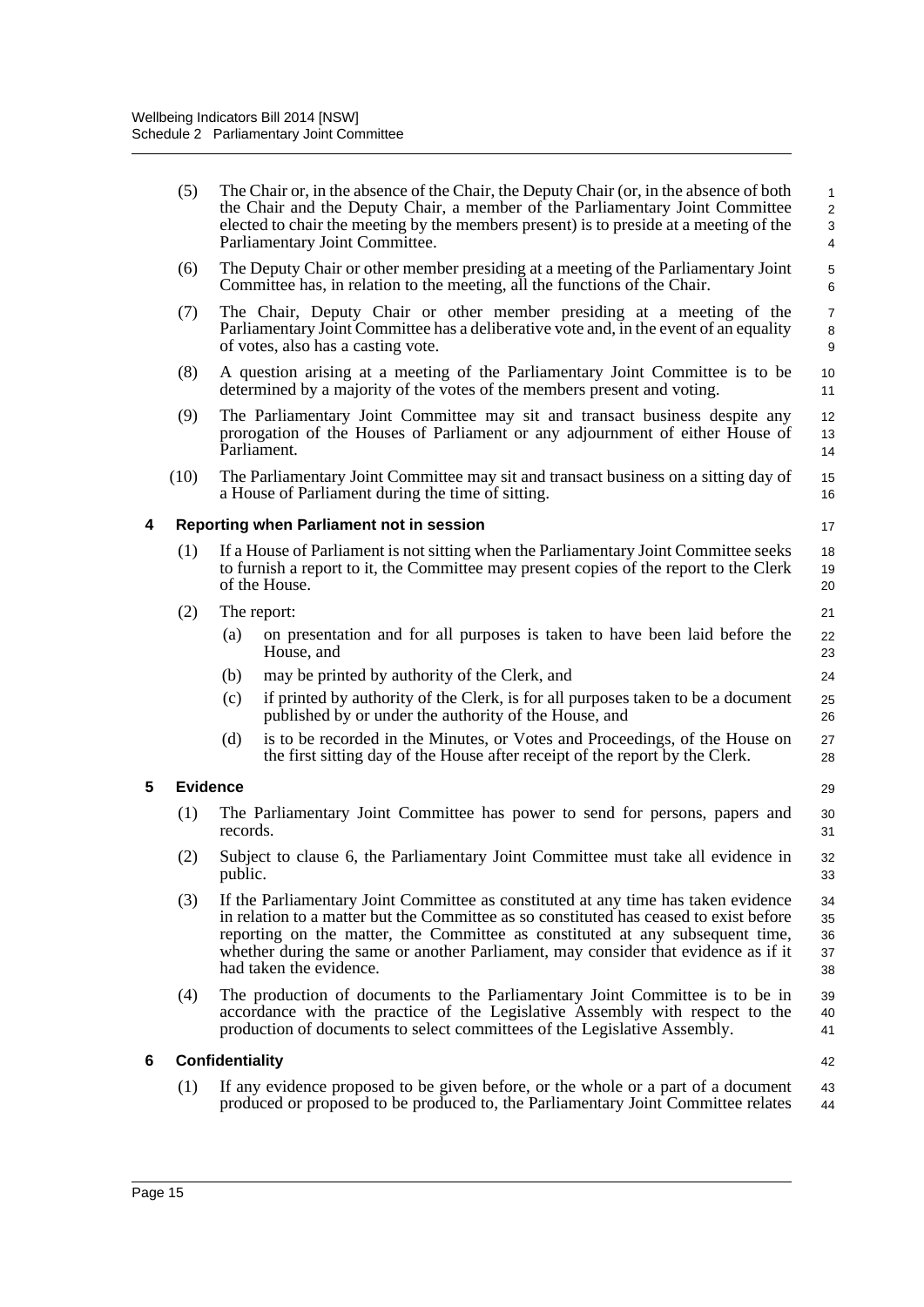(5) The Chair or, in the absence of the Chair, the Deputy Chair (or, in the absence of both the Chair and the Deputy Chair, a member of the Parliamentary Joint Committee elected to chair the meeting by the members present) is to preside at a meeting of the Parliamentary Joint Committee.

(6) The Deputy Chair or other member presiding at a meeting of the Parliamentary Joint Committee has, in relation to the meeting, all the functions of the Chair.

(7) The Chair, Deputy Chair or other member presiding at a meeting of the Parliamentary Joint Committee has a deliberative vote and, in the event of an equality of votes, also has a casting vote.

(8) A question arising at a meeting of the Parliamentary Joint Committee is to be determined by a majority of the votes of the members present and voting.

(9) The Parliamentary Joint Committee may sit and transact business despite any prorogation of the Houses of Parliament or any adjournment of either House of Parliament.

(10) The Parliamentary Joint Committee may sit and transact business on a sitting day of a House of Parliament during the time of sitting.

### 4 Reporting when Parliament not in session

(1) If a House of Parliament is not sitting when the Parliamentary Joint Committee seeks to furnish a report to it, the Committee may present copies of the report to the Clerk of the House.

(2) The report:

- (a) on presentation and for all purposes is taken to have been laid before the House, and
- (b) may be printed by authority of the Clerk, and
- (c) if printed by authority of the Clerk, is for all purposes taken to be a document published by or under the authority of the House, and
- (d) is to be recorded in the Minutes, or Votes and Proceedings, of the House on the first sitting day of the House after receipt of the report by the Clerk.

### 5 Evidence

(1) The Parliamentary Joint Committee has power to send for persons, papers and records.

(2) Subject to clause 6, the Parliamentary Joint Committee must take all evidence in public.

(3) If the Parliamentary Joint Committee as constituted at any time has taken evidence in relation to a matter but the Committee as so constituted has ceased to exist before reporting on the matter, the Committee as constituted at any subsequent time, whether during the same or another Parliament, may consider that evidence as if it had taken the evidence.

(4) The production of documents to the Parliamentary Joint Committee is to be in accordance with the practice of the Legislative Assembly with respect to the production of documents to select committees of the Legislative Assembly.

### 6 Confidentiality

(1) If any evidence proposed to be given before, or the whole or a part of a document produced or proposed to be produced to, the Parliamentary Joint Committee relates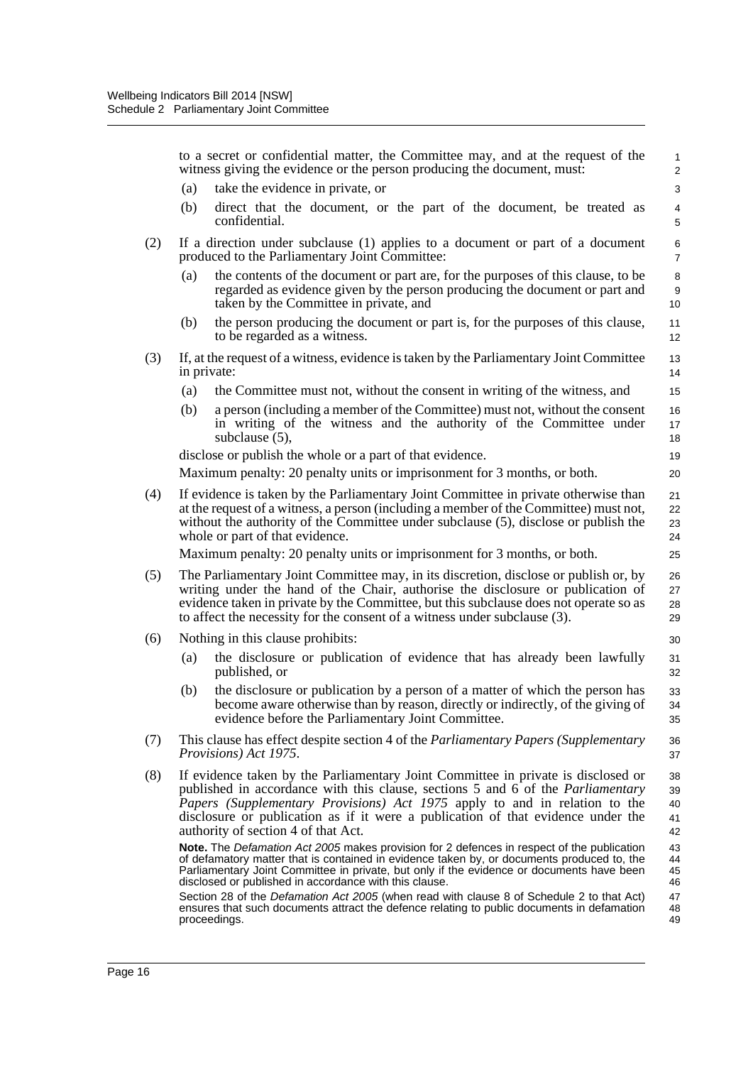to a secret or confidential matter, the Committee may, and at the request of the witness giving the evidence or the person producing the document, must:

(a) take the evidence in private, or

(b) direct that the document, or the part of the document, be treated as confidential.

(2) If a direction under subclause (1) applies to a document or part of a document produced to the Parliamentary Joint Committee:

(a) the contents of the document or part are, for the purposes of this clause, to be regarded as evidence given by the person producing the document or part and taken by the Committee in private, and

(b) the person producing the document or part is, for the purposes of this clause, to be regarded as a witness.

(3) If, at the request of a witness, evidence is taken by the Parliamentary Joint Committee in private:

(a) the Committee must not, without the consent in writing of the witness, and

(b) a person (including a member of the Committee) must not, without the consent in writing of the witness and the authority of the Committee under subclause (5),

disclose or publish the whole or a part of that evidence.

Maximum penalty: 20 penalty units or imprisonment for 3 months, or both.

(4) If evidence is taken by the Parliamentary Joint Committee in private otherwise than at the request of a witness, a person (including a member of the Committee) must not, without the authority of the Committee under subclause (5), disclose or publish the whole or part of that evidence.

Maximum penalty: 20 penalty units or imprisonment for 3 months, or both.

(5) The Parliamentary Joint Committee may, in its discretion, disclose or publish or, by writing under the hand of the Chair, authorise the disclosure or publication of evidence taken in private by the Committee, but this subclause does not operate so as to affect the necessity for the consent of a witness under subclause (3).

(6) Nothing in this clause prohibits:

(a) the disclosure or publication of evidence that has already been lawfully published, or

(b) the disclosure or publication by a person of a matter of which the person has become aware otherwise than by reason, directly or indirectly, of the giving of evidence before the Parliamentary Joint Committee.

(7) This clause has effect despite section 4 of the *Parliamentary Papers (Supplementary Provisions) Act 1975*.

(8) If evidence taken by the Parliamentary Joint Committee in private is disclosed or published in accordance with this clause, sections 5 and 6 of the *Parliamentary Papers (Supplementary Provisions) Act 1975* apply to and in relation to the disclosure or publication as if it were a publication of that evidence under the authority of section 4 of that Act.

**Note.** The *Defamation Act 2005* makes provision for 2 defences in respect of the publication of defamatory matter that is contained in evidence taken by, or documents produced to, the Parliamentary Joint Committee in private, but only if the evidence or documents have been disclosed or published in accordance with this clause.

Section 28 of the *Defamation Act 2005* (when read with clause 8 of Schedule 2 to that Act) ensures that such documents attract the defence relating to public documents in defamation proceedings.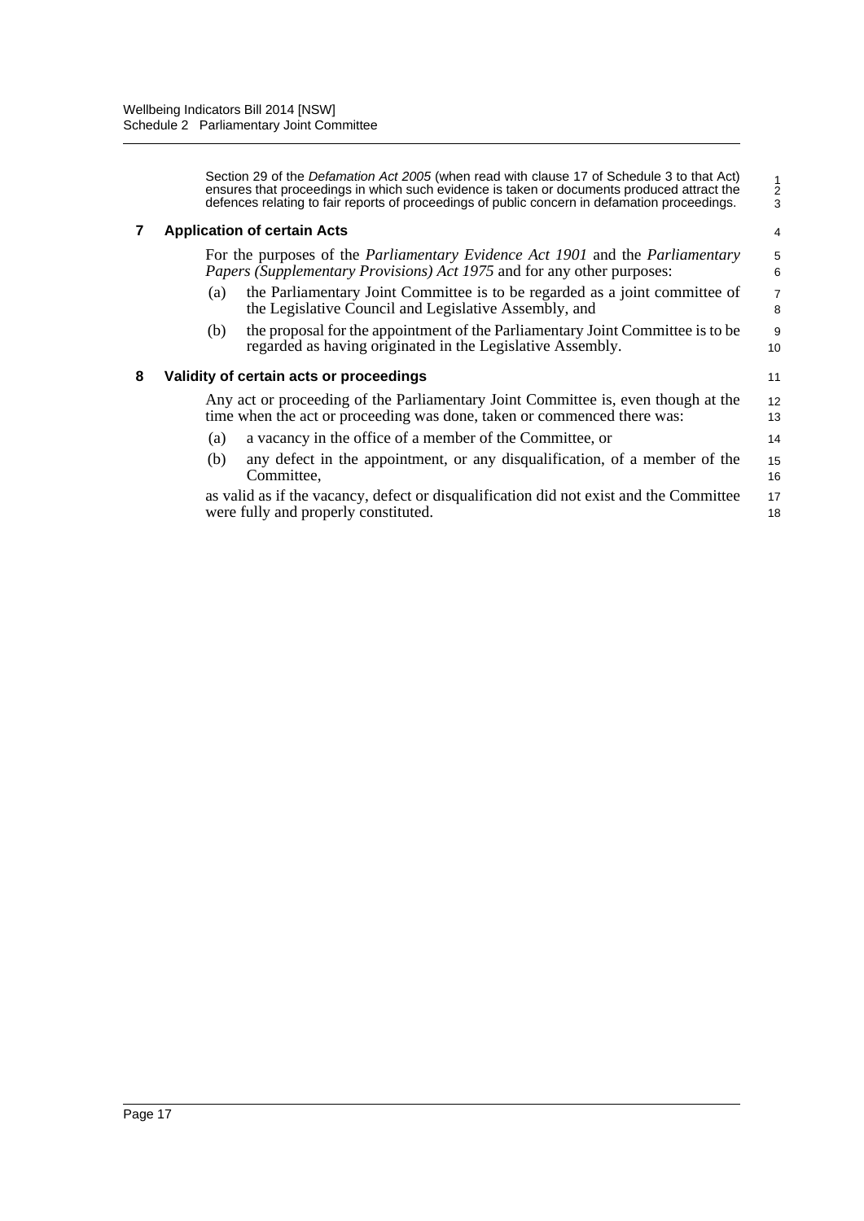Section 29 of the *Defamation Act 2005* (when read with clause 17 of Schedule 3 to that Act) ensures that proceedings in which such evidence is taken or documents produced attract the defences relating to fair reports of proceedings of public concern in defamation proceedings.

## 7 Application of certain Acts

For the purposes of the *Parliamentary Evidence Act 1901* and the *Parliamentary Papers (Supplementary Provisions) Act 1975* and for any other purposes:

(a) the Parliamentary Joint Committee is to be regarded as a joint committee of the Legislative Council and Legislative Assembly, and

(b) the proposal for the appointment of the Parliamentary Joint Committee is to be regarded as having originated in the Legislative Assembly.

## 8 Validity of certain acts or proceedings

Any act or proceeding of the Parliamentary Joint Committee is, even though at the time when the act or proceeding was done, taken or commenced there was:

(a) a vacancy in the office of a member of the Committee, or

(b) any defect in the appointment, or any disqualification, of a member of the Committee,

as valid as if the vacancy, defect or disqualification did not exist and the Committee were fully and properly constituted.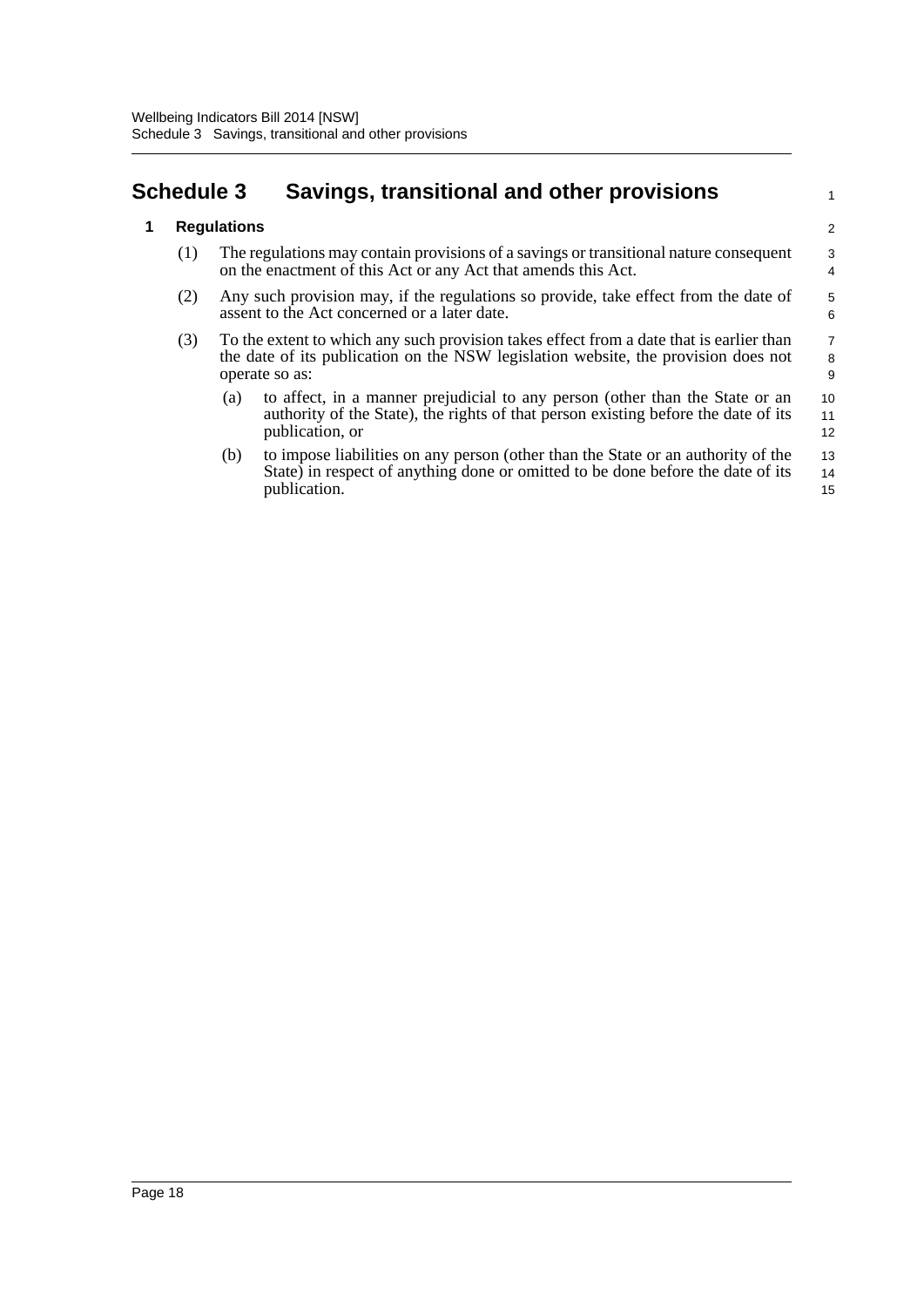# Schedule 3 Savings, transitional and other provisions

### 1 Regulations

(1) The regulations may contain provisions of a savings or transitional nature consequent on the enactment of this Act or any Act that amends this Act.

(2) Any such provision may, if the regulations so provide, take effect from the date of assent to the Act concerned or a later date.

(3) To the extent to which any such provision takes effect from a date that is earlier than the date of its publication on the NSW legislation website, the provision does not operate so as:

- (a) to affect, in a manner prejudicial to any person (other than the State or an authority of the State), the rights of that person existing before the date of its publication, or
- (b) to impose liabilities on any person (other than the State or an authority of the State) in respect of anything done or omitted to be done before the date of its publication.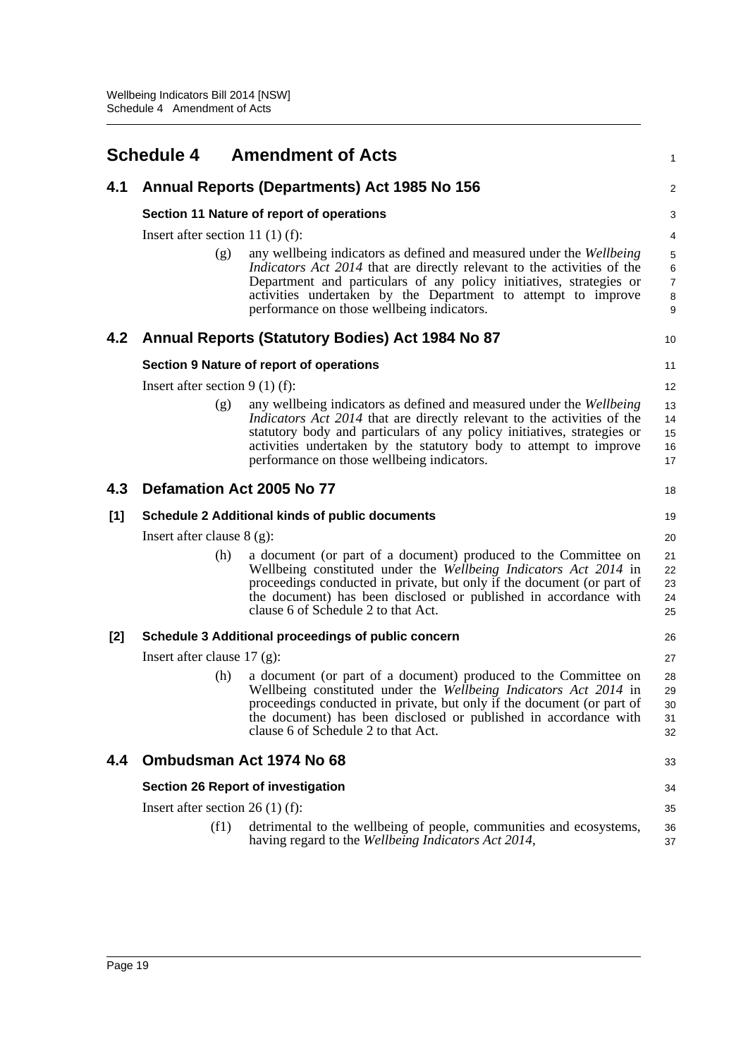# Schedule 4 Amendment of Acts

## 4.1 Annual Reports (Departments) Act 1985 No 156

### Section 11 Nature of report of operations

Insert after section 11 (1) (f):

(g) any wellbeing indicators as defined and measured under the *Wellbeing Indicators Act 2014* that are directly relevant to the activities of the Department and particulars of any policy initiatives, strategies or activities undertaken by the Department to attempt to improve performance on those wellbeing indicators.

## 4.2 Annual Reports (Statutory Bodies) Act 1984 No 87

### Section 9 Nature of report of operations

Insert after section 9 (1) (f):

(g) any wellbeing indicators as defined and measured under the *Wellbeing Indicators Act 2014* that are directly relevant to the activities of the statutory body and particulars of any policy initiatives, strategies or activities undertaken by the statutory body to attempt to improve performance on those wellbeing indicators.

## 4.3 Defamation Act 2005 No 77

### [1] Schedule 2 Additional kinds of public documents

Insert after clause 8 (g):

(h) a document (or part of a document) produced to the Committee on Wellbeing constituted under the *Wellbeing Indicators Act 2014* in proceedings conducted in private, but only if the document (or part of the document) has been disclosed or published in accordance with clause 6 of Schedule 2 to that Act.

### [2] Schedule 3 Additional proceedings of public concern

Insert after clause 17 (g):

(h) a document (or part of a document) produced to the Committee on Wellbeing constituted under the *Wellbeing Indicators Act 2014* in proceedings conducted in private, but only if the document (or part of the document) has been disclosed or published in accordance with clause 6 of Schedule 2 to that Act.

## 4.4 Ombudsman Act 1974 No 68

### Section 26 Report of investigation

Insert after section 26 (1) (f):

(f1) detrimental to the wellbeing of people, communities and ecosystems, having regard to the *Wellbeing Indicators Act 2014*,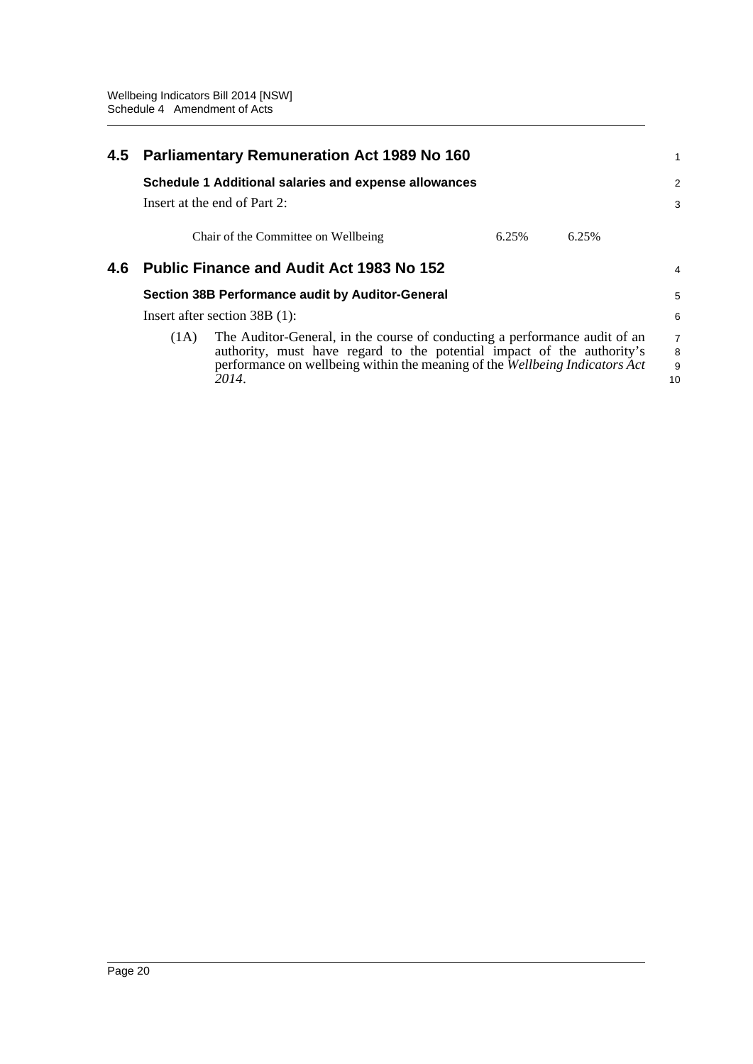## 4.5 Parliamentary Remuneration Act 1989 No 160

### Schedule 1 Additional salaries and expense allowances

Insert at the end of Part 2:

| | | |
|---|---|---|
| Chair of the Committee on Wellbeing | 6.25% | 6.25% |

## 4.6 Public Finance and Audit Act 1983 No 152

### Section 38B Performance audit by Auditor-General

Insert after section 38B (1):

(1A) The Auditor-General, in the course of conducting a performance audit of an authority, must have regard to the potential impact of the authority's performance on wellbeing within the meaning of the *Wellbeing Indicators Act 2014*.